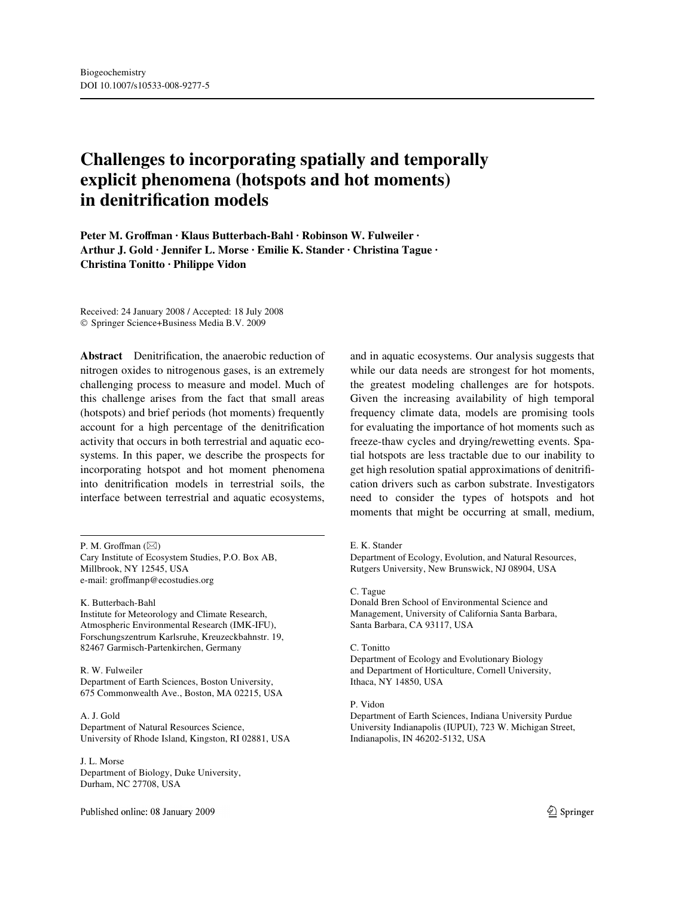Biogeochemistry
DOI 10.1007/s10533-008-9277-5

# Challenges to incorporating spatially and temporally explicit phenomena (hotspots and hot moments) in denitrification models

**Peter M. Groffman · Klaus Butterbach-Bahl · Robinson W. Fulweiler · Arthur J. Gold · Jennifer L. Morse · Emilie K. Stander · Christina Tague · Christina Tonitto · Philippe Vidon**

Received: 24 January 2008 / Accepted: 18 July 2008
© Springer Science+Business Media B.V. 2009

**Abstract** Denitrification, the anaerobic reduction of nitrogen oxides to nitrogenous gases, is an extremely challenging process to measure and model. Much of this challenge arises from the fact that small areas (hotspots) and brief periods (hot moments) frequently account for a high percentage of the denitrification activity that occurs in both terrestrial and aquatic ecosystems. In this paper, we describe the prospects for incorporating hotspot and hot moment phenomena into denitrification models in terrestrial soils, the interface between terrestrial and aquatic ecosystems, and in aquatic ecosystems. Our analysis suggests that while our data needs are strongest for hot moments, the greatest modeling challenges are for hotspots. Given the increasing availability of high temporal frequency climate data, models are promising tools for evaluating the importance of hot moments such as freeze-thaw cycles and drying/rewetting events. Spatial hotspots are less tractable due to our inability to get high resolution spatial approximations of denitrification drivers such as carbon substrate. Investigators need to consider the types of hotspots and hot moments that might be occurring at small, medium,

---

P. M. Groffman (✉)
Cary Institute of Ecosystem Studies, P.O. Box AB, Millbrook, NY 12545, USA
e-mail: groffmanp@ecostudies.org

K. Butterbach-Bahl
Institute for Meteorology and Climate Research, Atmospheric Environmental Research (IMK-IFU), Forschungszentrum Karlsruhe, Kreuzeckbahnstr. 19, 82467 Garmisch-Partenkirchen, Germany

R. W. Fulweiler
Department of Earth Sciences, Boston University, 675 Commonwealth Ave., Boston, MA 02215, USA

A. J. Gold
Department of Natural Resources Science, University of Rhode Island, Kingston, RI 02881, USA

J. L. Morse
Department of Biology, Duke University, Durham, NC 27708, USA

E. K. Stander
Department of Ecology, Evolution, and Natural Resources, Rutgers University, New Brunswick, NJ 08904, USA

C. Tague
Donald Bren School of Environmental Science and Management, University of California Santa Barbara, Santa Barbara, CA 93117, USA

C. Tonitto
Department of Ecology and Evolutionary Biology and Department of Horticulture, Cornell University, Ithaca, NY 14850, USA

P. Vidon
Department of Earth Sciences, Indiana University Purdue University Indianapolis (IUPUI), 723 W. Michigan Street, Indianapolis, IN 46202-5132, USA

Published online: 08 January 2009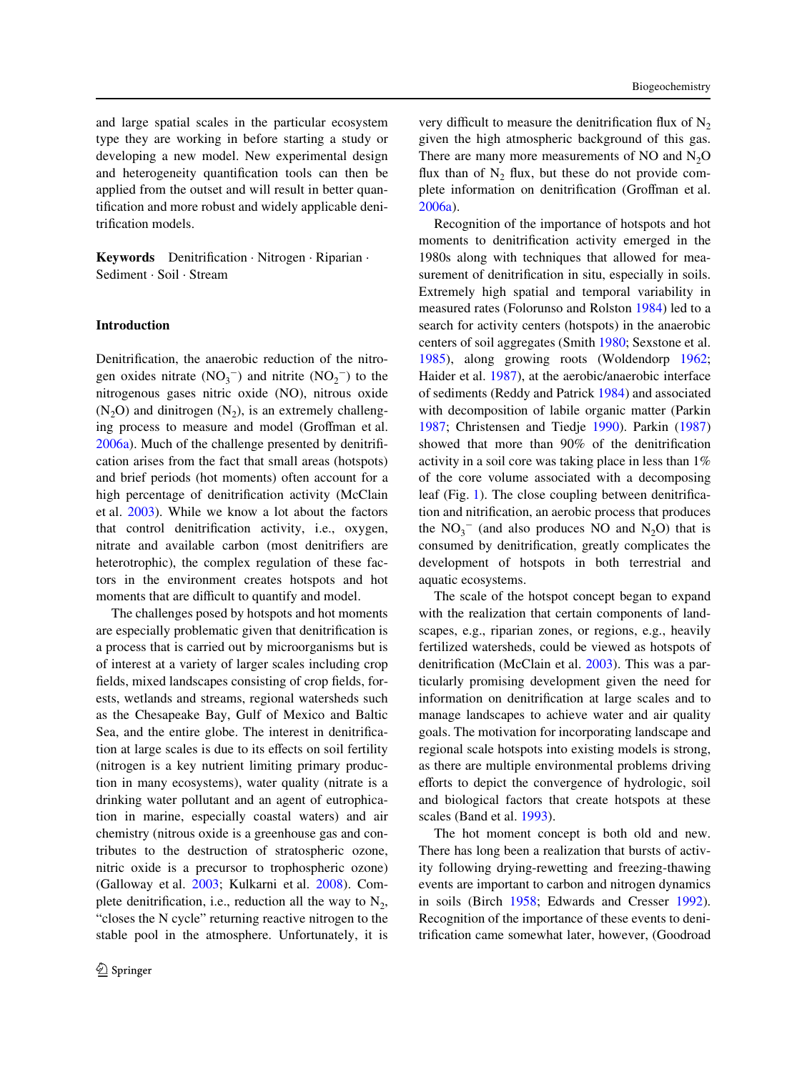and large spatial scales in the particular ecosystem type they are working in before starting a study or developing a new model. New experimental design and heterogeneity quantification tools can then be applied from the outset and will result in better quantification and more robust and widely applicable denitrification models.

**Keywords** Denitrification · Nitrogen · Riparian · Sediment · Soil · Stream

## Introduction

Denitrification, the anaerobic reduction of the nitrogen oxides nitrate ($NO_3^-$) and nitrite ($NO_2^-$) to the nitrogenous gases nitric oxide (NO), nitrous oxide ($N_2O$) and dinitrogen ($N_2$), is an extremely challenging process to measure and model (Groffman et al. 2006a). Much of the challenge presented by denitrification arises from the fact that small areas (hotspots) and brief periods (hot moments) often account for a high percentage of denitrification activity (McClain et al. 2003). While we know a lot about the factors that control denitrification activity, i.e., oxygen, nitrate and available carbon (most denitrifiers are heterotrophic), the complex regulation of these factors in the environment creates hotspots and hot moments that are difficult to quantify and model.

The challenges posed by hotspots and hot moments are especially problematic given that denitrification is a process that is carried out by microorganisms but is of interest at a variety of larger scales including crop fields, mixed landscapes consisting of crop fields, forests, wetlands and streams, regional watersheds such as the Chesapeake Bay, Gulf of Mexico and Baltic Sea, and the entire globe. The interest in denitrification at large scales is due to its effects on soil fertility (nitrogen is a key nutrient limiting primary production in many ecosystems), water quality (nitrate is a drinking water pollutant and an agent of eutrophication in marine, especially coastal waters) and air chemistry (nitrous oxide is a greenhouse gas and contributes to the destruction of stratospheric ozone, nitric oxide is a precursor to trophospheric ozone) (Galloway et al. 2003; Kulkarni et al. 2008). Complete denitrification, i.e., reduction all the way to $N_2$, "closes the N cycle" returning reactive nitrogen to the stable pool in the atmosphere. Unfortunately, it is very difficult to measure the denitrification flux of $N_2$ given the high atmospheric background of this gas. There are many more measurements of NO and $N_2O$ flux than of $N_2$ flux, but these do not provide complete information on denitrification (Groffman et al. 2006a).

Recognition of the importance of hotspots and hot moments to denitrification activity emerged in the 1980s along with techniques that allowed for measurement of denitrification in situ, especially in soils. Extremely high spatial and temporal variability in measured rates (Folorunso and Rolston 1984) led to a search for activity centers (hotspots) in the anaerobic centers of soil aggregates (Smith 1980; Sexstone et al. 1985), along growing roots (Woldendorp 1962; Haider et al. 1987), at the aerobic/anaerobic interface of sediments (Reddy and Patrick 1984) and associated with decomposition of labile organic matter (Parkin 1987; Christensen and Tiedje 1990). Parkin (1987) showed that more than 90% of the denitrification activity in a soil core was taking place in less than 1% of the core volume associated with a decomposing leaf (Fig. 1). The close coupling between denitrification and nitrification, an aerobic process that produces the $NO_3^-$ (and also produces NO and $N_2O$) that is consumed by denitrification, greatly complicates the development of hotspots in both terrestrial and aquatic ecosystems.

The scale of the hotspot concept began to expand with the realization that certain components of landscapes, e.g., riparian zones, or regions, e.g., heavily fertilized watersheds, could be viewed as hotspots of denitrification (McClain et al. 2003). This was a particularly promising development given the need for information on denitrification at large scales and to manage landscapes to achieve water and air quality goals. The motivation for incorporating landscape and regional scale hotspots into existing models is strong, as there are multiple environmental problems driving efforts to depict the convergence of hydrologic, soil and biological factors that create hotspots at these scales (Band et al. 1993).

The hot moment concept is both old and new. There has long been a realization that bursts of activity following drying-rewetting and freezing-thawing events are important to carbon and nitrogen dynamics in soils (Birch 1958; Edwards and Cresser 1992). Recognition of the importance of these events to denitrification came somewhat later, however, (Goodroad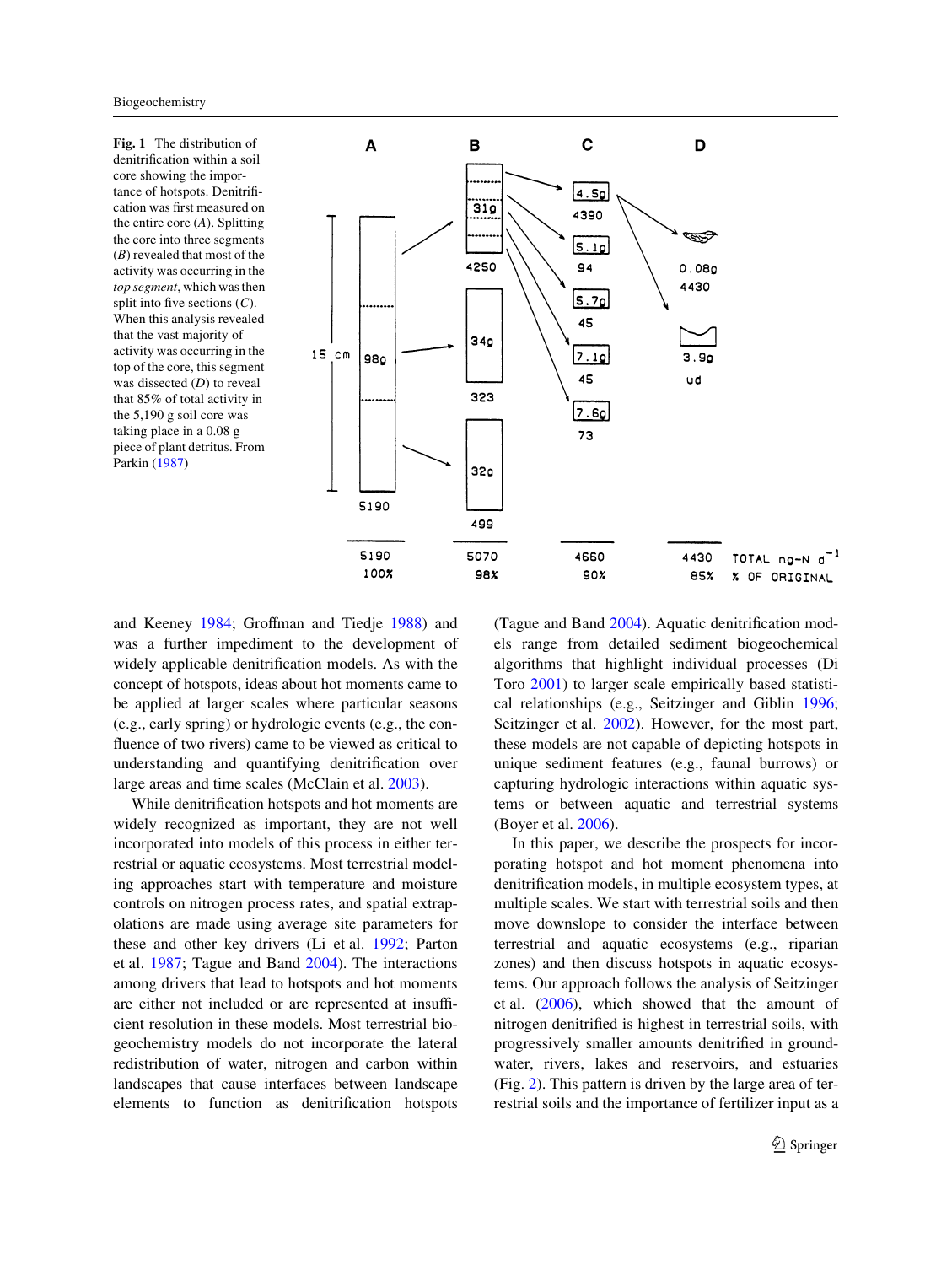**Fig. 1** The distribution of denitrification within a soil core showing the importance of hotspots. Denitrification was first measured on the entire core (*A*). Splitting the core into three segments (*B*) revealed that most of the activity was occurring in the *top segment*, which was then split into five sections (*C*). When this analysis revealed that the vast majority of activity was occurring in the top of the core, this segment was dissected (*D*) to reveal that 85% of total activity in the 5,190 g soil core was taking place in a 0.08 g piece of plant detritus. From Parkin (1987)

and Keeney 1984; Groffman and Tiedje 1988) and was a further impediment to the development of widely applicable denitrification models. As with the concept of hotspots, ideas about hot moments came to be applied at larger scales where particular seasons (e.g., early spring) or hydrologic events (e.g., the confluence of two rivers) came to be viewed as critical to understanding and quantifying denitrification over large areas and time scales (McClain et al. 2003).

While denitrification hotspots and hot moments are widely recognized as important, they are not well incorporated into models of this process in either terrestrial or aquatic ecosystems. Most terrestrial modeling approaches start with temperature and moisture controls on nitrogen process rates, and spatial extrapolations are made using average site parameters for these and other key drivers (Li et al. 1992; Parton et al. 1987; Tague and Band 2004). The interactions among drivers that lead to hotspots and hot moments are either not included or are represented at insufficient resolution in these models. Most terrestrial biogeochemistry models do not incorporate the lateral redistribution of water, nitrogen and carbon within landscapes that cause interfaces between landscape elements to function as denitrification hotspots (Tague and Band 2004). Aquatic denitrification models range from detailed sediment biogeochemical algorithms that highlight individual processes (Di Toro 2001) to larger scale empirically based statistical relationships (e.g., Seitzinger and Giblin 1996; Seitzinger et al. 2002). However, for the most part, these models are not capable of depicting hotspots in unique sediment features (e.g., faunal burrows) or capturing hydrologic interactions within aquatic systems or between aquatic and terrestrial systems (Boyer et al. 2006).

In this paper, we describe the prospects for incorporating hotspot and hot moment phenomena into denitrification models, in multiple ecosystem types, at multiple scales. We start with terrestrial soils and then move downslope to consider the interface between terrestrial and aquatic ecosystems (e.g., riparian zones) and then discuss hotspots in aquatic ecosystems. Our approach follows the analysis of Seitzinger et al. (2006), which showed that the amount of nitrogen denitrified is highest in terrestrial soils, with progressively smaller amounts denitrified in groundwater, rivers, lakes and reservoirs, and estuaries (Fig. 2). This pattern is driven by the large area of terrestrial soils and the importance of fertilizer input as a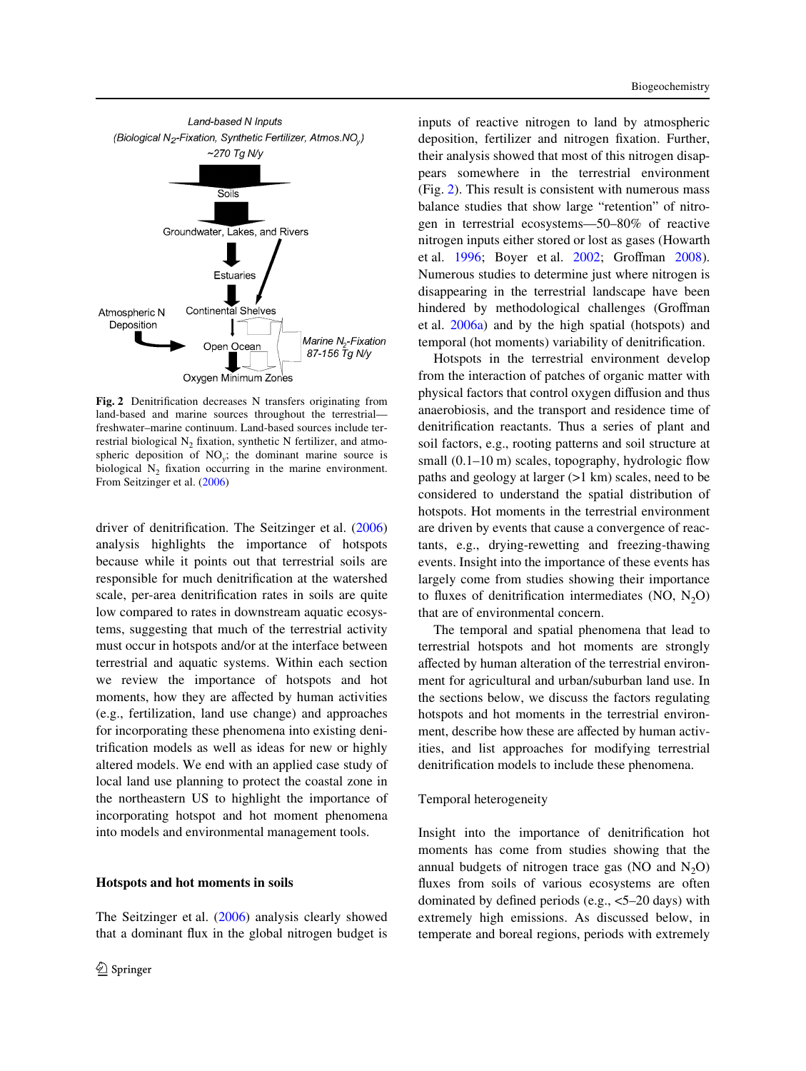Land-based N Inputs
(Biological $N_2$-Fixation, Synthetic Fertilizer, Atmos.$NO_y$)
~270 Tg N/y

Soils

Groundwater, Lakes, and Rivers

Estuaries

Atmospheric N Deposition

Continental Shelves

Open Ocean

Marine $N_2$-Fixation 87-156 Tg N/y

Oxygen Minimum Zones

**Fig. 2** Denitrification decreases N transfers originating from land-based and marine sources throughout the terrestrial—freshwater–marine continuum. Land-based sources include terrestrial biological $N_2$ fixation, synthetic N fertilizer, and atmospheric deposition of $NO_y$; the dominant marine source is biological $N_2$ fixation occurring in the marine environment. From Seitzinger et al. (2006)

driver of denitrification. The Seitzinger et al. (2006) analysis highlights the importance of hotspots because while it points out that terrestrial soils are responsible for much denitrification at the watershed scale, per-area denitrification rates in soils are quite low compared to rates in downstream aquatic ecosystems, suggesting that much of the terrestrial activity must occur in hotspots and/or at the interface between terrestrial and aquatic systems. Within each section we review the importance of hotspots and hot moments, how they are affected by human activities (e.g., fertilization, land use change) and approaches for incorporating these phenomena into existing denitrification models as well as ideas for new or highly altered models. We end with an applied case study of local land use planning to protect the coastal zone in the northeastern US to highlight the importance of incorporating hotspot and hot moment phenomena into models and environmental management tools.

## Hotspots and hot moments in soils

The Seitzinger et al. (2006) analysis clearly showed that a dominant flux in the global nitrogen budget is inputs of reactive nitrogen to land by atmospheric deposition, fertilizer and nitrogen fixation. Further, their analysis showed that most of this nitrogen disappears somewhere in the terrestrial environment (Fig. 2). This result is consistent with numerous mass balance studies that show large "retention" of nitrogen in terrestrial ecosystems—50–80% of reactive nitrogen inputs either stored or lost as gases (Howarth et al. 1996; Boyer et al. 2002; Groffman 2008). Numerous studies to determine just where nitrogen is disappearing in the terrestrial landscape have been hindered by methodological challenges (Groffman et al. 2006a) and by the high spatial (hotspots) and temporal (hot moments) variability of denitrification.

Hotspots in the terrestrial environment develop from the interaction of patches of organic matter with physical factors that control oxygen diffusion and thus anaerobiosis, and the transport and residence time of denitrification reactants. Thus a series of plant and soil factors, e.g., rooting patterns and soil structure at small (0.1–10 m) scales, topography, hydrologic flow paths and geology at larger (>1 km) scales, need to be considered to understand the spatial distribution of hotspots. Hot moments in the terrestrial environment are driven by events that cause a convergence of reactants, e.g., drying-rewetting and freezing-thawing events. Insight into the importance of these events has largely come from studies showing their importance to fluxes of denitrification intermediates (NO, $N_2O$) that are of environmental concern.

The temporal and spatial phenomena that lead to terrestrial hotspots and hot moments are strongly affected by human alteration of the terrestrial environment for agricultural and urban/suburban land use. In the sections below, we discuss the factors regulating hotspots and hot moments in the terrestrial environment, describe how these are affected by human activities, and list approaches for modifying terrestrial denitrification models to include these phenomena.

### Temporal heterogeneity

Insight into the importance of denitrification hot moments has come from studies showing that the annual budgets of nitrogen trace gas (NO and $N_2O$) fluxes from soils of various ecosystems are often dominated by defined periods (e.g., <5–20 days) with extremely high emissions. As discussed below, in temperate and boreal regions, periods with extremely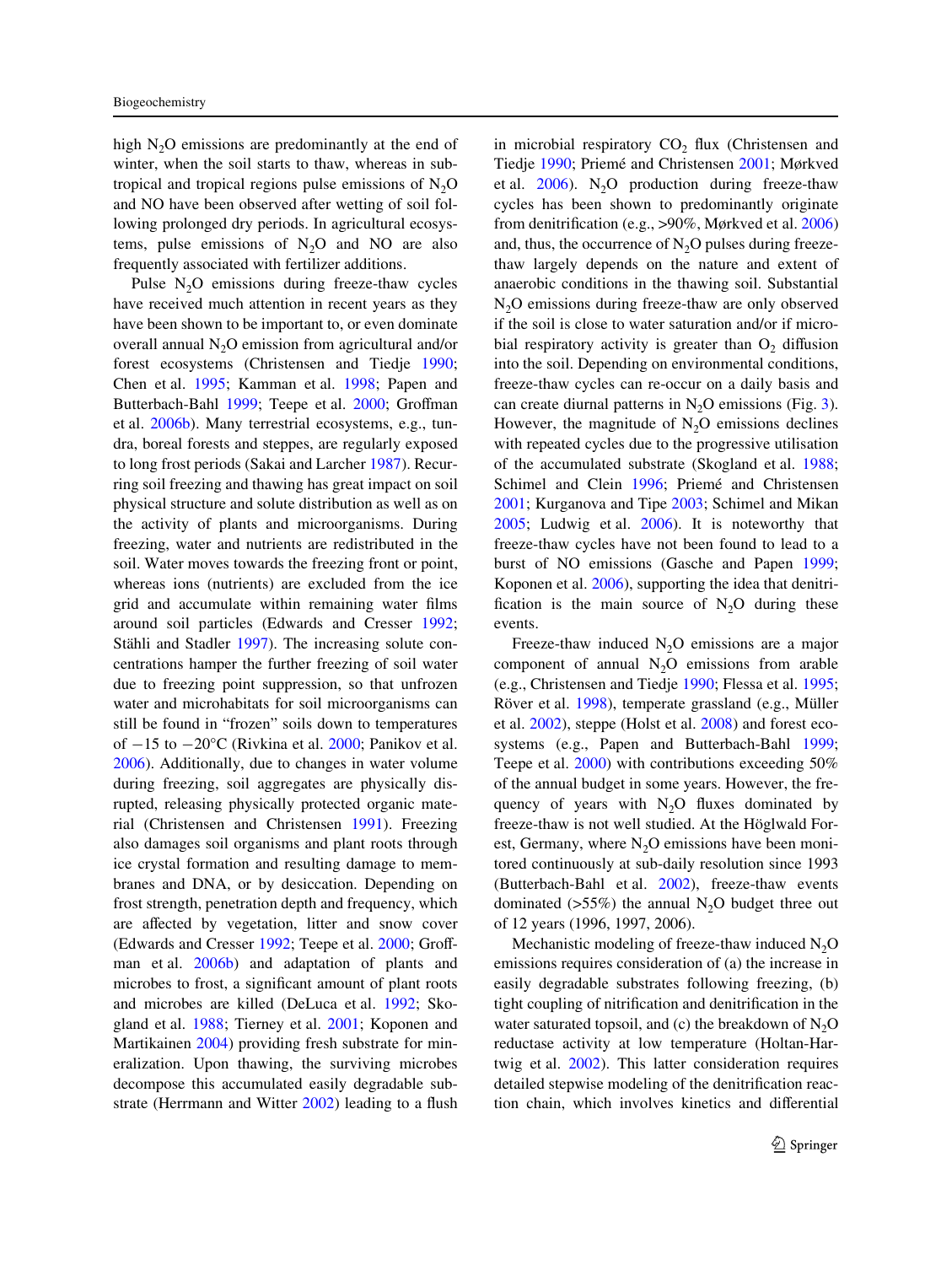high $N_2O$ emissions are predominantly at the end of winter, when the soil starts to thaw, whereas in subtropical and tropical regions pulse emissions of $N_2O$ and NO have been observed after wetting of soil following prolonged dry periods. In agricultural ecosystems, pulse emissions of $N_2O$ and NO are also frequently associated with fertilizer additions.

Pulse $N_2O$ emissions during freeze-thaw cycles have received much attention in recent years as they have been shown to be important to, or even dominate overall annual $N_2O$ emission from agricultural and/or forest ecosystems (Christensen and Tiedje 1990; Chen et al. 1995; Kamman et al. 1998; Papen and Butterbach-Bahl 1999; Teepe et al. 2000; Groffman et al. 2006b). Many terrestrial ecosystems, e.g., tundra, boreal forests and steppes, are regularly exposed to long frost periods (Sakai and Larcher 1987). Recurring soil freezing and thawing has great impact on soil physical structure and solute distribution as well as on the activity of plants and microorganisms. During freezing, water and nutrients are redistributed in the soil. Water moves towards the freezing front or point, whereas ions (nutrients) are excluded from the ice grid and accumulate within remaining water films around soil particles (Edwards and Cresser 1992; Stähli and Stadler 1997). The increasing solute concentrations hamper the further freezing of soil water due to freezing point suppression, so that unfrozen water and microhabitats for soil microorganisms can still be found in "frozen" soils down to temperatures of −15 to −20°C (Rivkina et al. 2000; Panikov et al. 2006). Additionally, due to changes in water volume during freezing, soil aggregates are physically disrupted, releasing physically protected organic material (Christensen and Christensen 1991). Freezing also damages soil organisms and plant roots through ice crystal formation and resulting damage to membranes and DNA, or by desiccation. Depending on frost strength, penetration depth and frequency, which are affected by vegetation, litter and snow cover (Edwards and Cresser 1992; Teepe et al. 2000; Groffman et al. 2006b) and adaptation of plants and microbes to frost, a significant amount of plant roots and microbes are killed (DeLuca et al. 1992; Skogland et al. 1988; Tierney et al. 2001; Koponen and Martikainen 2004) providing fresh substrate for mineralization. Upon thawing, the surviving microbes decompose this accumulated easily degradable substrate (Herrmann and Witter 2002) leading to a flush in microbial respiratory $CO_2$ flux (Christensen and Tiedje 1990; Priemé and Christensen 2001; Mørkved et al. 2006). $N_2O$ production during freeze-thaw cycles has been shown to predominantly originate from denitrification (e.g., >90%, Mørkved et al. 2006) and, thus, the occurrence of $N_2O$ pulses during freeze-thaw largely depends on the nature and extent of anaerobic conditions in the thawing soil. Substantial $N_2O$ emissions during freeze-thaw are only observed if the soil is close to water saturation and/or if microbial respiratory activity is greater than $O_2$ diffusion into the soil. Depending on environmental conditions, freeze-thaw cycles can re-occur on a daily basis and can create diurnal patterns in $N_2O$ emissions (Fig. 3). However, the magnitude of $N_2O$ emissions declines with repeated cycles due to the progressive utilisation of the accumulated substrate (Skogland et al. 1988; Schimel and Clein 1996; Priemé and Christensen 2001; Kurganova and Tipe 2003; Schimel and Mikan 2005; Ludwig et al. 2006). It is noteworthy that freeze-thaw cycles have not been found to lead to a burst of NO emissions (Gasche and Papen 1999; Koponen et al. 2006), supporting the idea that denitrification is the main source of $N_2O$ during these events.

Freeze-thaw induced $N_2O$ emissions are a major component of annual $N_2O$ emissions from arable (e.g., Christensen and Tiedje 1990; Flessa et al. 1995; Röver et al. 1998), temperate grassland (e.g., Müller et al. 2002), steppe (Holst et al. 2008) and forest ecosystems (e.g., Papen and Butterbach-Bahl 1999; Teepe et al. 2000) with contributions exceeding 50% of the annual budget in some years. However, the frequency of years with $N_2O$ fluxes dominated by freeze-thaw is not well studied. At the Höglwald Forest, Germany, where $N_2O$ emissions have been monitored continuously at sub-daily resolution since 1993 (Butterbach-Bahl et al. 2002), freeze-thaw events dominated (>55%) the annual $N_2O$ budget three out of 12 years (1996, 1997, 2006).

Mechanistic modeling of freeze-thaw induced $N_2O$ emissions requires consideration of (a) the increase in easily degradable substrates following freezing, (b) tight coupling of nitrification and denitrification in the water saturated topsoil, and (c) the breakdown of $N_2O$ reductase activity at low temperature (Holtan-Hartwig et al. 2002). This latter consideration requires detailed stepwise modeling of the denitrification reaction chain, which involves kinetics and differential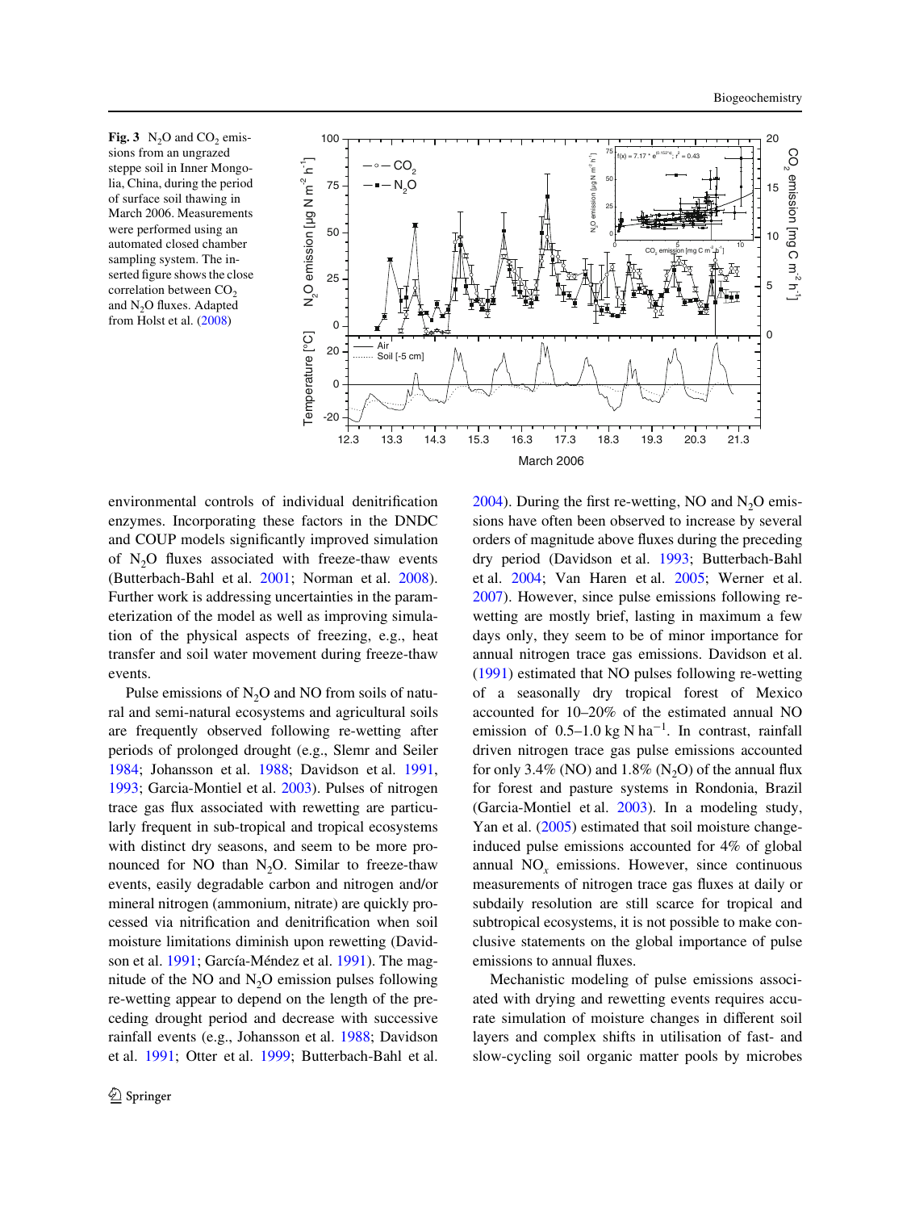**Fig. 3** $N_2O$ and $CO_2$ emissions from an ungrazed steppe soil in Inner Mongolia, China, during the period of surface soil thawing in March 2006. Measurements were performed using an automated closed chamber sampling system. The inserted figure shows the close correlation between $CO_2$ and $N_2O$ fluxes. Adapted from Holst et al. (2008)

environmental controls of individual denitrification enzymes. Incorporating these factors in the DNDC and COUP models significantly improved simulation of $N_2O$ fluxes associated with freeze-thaw events (Butterbach-Bahl et al. 2001; Norman et al. 2008). Further work is addressing uncertainties in the parameterization of the model as well as improving simulation of the physical aspects of freezing, e.g., heat transfer and soil water movement during freeze-thaw events.

Pulse emissions of $N_2O$ and NO from soils of natural and semi-natural ecosystems and agricultural soils are frequently observed following re-wetting after periods of prolonged drought (e.g., Slemr and Seiler 1984; Johansson et al. 1988; Davidson et al. 1991, 1993; Garcia-Montiel et al. 2003). Pulses of nitrogen trace gas flux associated with rewetting are particularly frequent in sub-tropical and tropical ecosystems with distinct dry seasons, and seem to be more pronounced for NO than $N_2O$. Similar to freeze-thaw events, easily degradable carbon and nitrogen and/or mineral nitrogen (ammonium, nitrate) are quickly processed via nitrification and denitrification when soil moisture limitations diminish upon rewetting (Davidson et al. 1991; García-Méndez et al. 1991). The magnitude of the NO and $N_2O$ emission pulses following re-wetting appear to depend on the length of the preceding drought period and decrease with successive rainfall events (e.g., Johansson et al. 1988; Davidson et al. 1991; Otter et al. 1999; Butterbach-Bahl et al. 2004). During the first re-wetting, NO and $N_2O$ emissions have often been observed to increase by several orders of magnitude above fluxes during the preceding dry period (Davidson et al. 1993; Butterbach-Bahl et al. 2004; Van Haren et al. 2005; Werner et al. 2007). However, since pulse emissions following re-wetting are mostly brief, lasting in maximum a few days only, they seem to be of minor importance for annual nitrogen trace gas emissions. Davidson et al. (1991) estimated that NO pulses following re-wetting of a seasonally dry tropical forest of Mexico accounted for 10–20% of the estimated annual NO emission of 0.5–1.0 kg N $ha^{-1}$. In contrast, rainfall driven nitrogen trace gas pulse emissions accounted for only 3.4% (NO) and 1.8% ($N_2O$) of the annual flux for forest and pasture systems in Rondonia, Brazil (Garcia-Montiel et al. 2003). In a modeling study, Yan et al. (2005) estimated that soil moisture change-induced pulse emissions accounted for 4% of global annual $NO_x$ emissions. However, since continuous measurements of nitrogen trace gas fluxes at daily or subdaily resolution are still scarce for tropical and subtropical ecosystems, it is not possible to make conclusive statements on the global importance of pulse emissions to annual fluxes.

Mechanistic modeling of pulse emissions associated with drying and rewetting events requires accurate simulation of moisture changes in different soil layers and complex shifts in utilisation of fast- and slow-cycling soil organic matter pools by microbes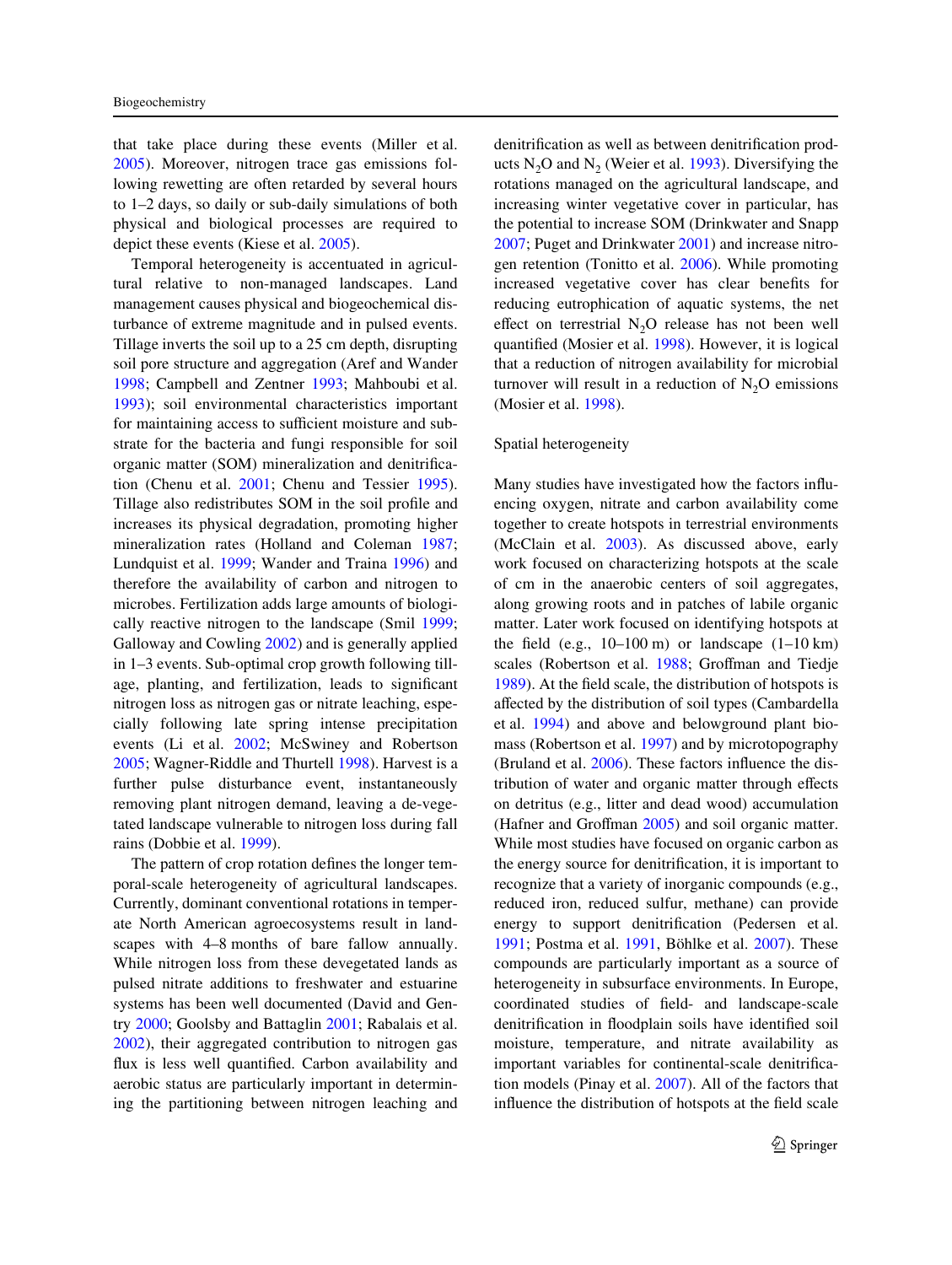that take place during these events (Miller et al. 2005). Moreover, nitrogen trace gas emissions following rewetting are often retarded by several hours to 1–2 days, so daily or sub-daily simulations of both physical and biological processes are required to depict these events (Kiese et al. 2005).

Temporal heterogeneity is accentuated in agricultural relative to non-managed landscapes. Land management causes physical and biogeochemical disturbance of extreme magnitude and in pulsed events. Tillage inverts the soil up to a 25 cm depth, disrupting soil pore structure and aggregation (Aref and Wander 1998; Campbell and Zentner 1993; Mahboubi et al. 1993); soil environmental characteristics important for maintaining access to sufficient moisture and substrate for the bacteria and fungi responsible for soil organic matter (SOM) mineralization and denitrification (Chenu et al. 2001; Chenu and Tessier 1995). Tillage also redistributes SOM in the soil profile and increases its physical degradation, promoting higher mineralization rates (Holland and Coleman 1987; Lundquist et al. 1999; Wander and Traina 1996) and therefore the availability of carbon and nitrogen to microbes. Fertilization adds large amounts of biologically reactive nitrogen to the landscape (Smil 1999; Galloway and Cowling 2002) and is generally applied in 1–3 events. Sub-optimal crop growth following tillage, planting, and fertilization, leads to significant nitrogen loss as nitrogen gas or nitrate leaching, especially following late spring intense precipitation events (Li et al. 2002; McSwiney and Robertson 2005; Wagner-Riddle and Thurtell 1998). Harvest is a further pulse disturbance event, instantaneously removing plant nitrogen demand, leaving a de-vegetated landscape vulnerable to nitrogen loss during fall rains (Dobbie et al. 1999).

The pattern of crop rotation defines the longer temporal-scale heterogeneity of agricultural landscapes. Currently, dominant conventional rotations in temperate North American agroecosystems result in landscapes with 4–8 months of bare fallow annually. While nitrogen loss from these devegetated lands as pulsed nitrate additions to freshwater and estuarine systems has been well documented (David and Gentry 2000; Goolsby and Battaglin 2001; Rabalais et al. 2002), their aggregated contribution to nitrogen gas flux is less well quantified. Carbon availability and aerobic status are particularly important in determining the partitioning between nitrogen leaching and denitrification as well as between denitrification products $N_2O$ and $N_2$ (Weier et al. 1993). Diversifying the rotations managed on the agricultural landscape, and increasing winter vegetative cover in particular, has the potential to increase SOM (Drinkwater and Snapp 2007; Puget and Drinkwater 2001) and increase nitrogen retention (Tonitto et al. 2006). While promoting increased vegetative cover has clear benefits for reducing eutrophication of aquatic systems, the net effect on terrestrial $N_2O$ release has not been well quantified (Mosier et al. 1998). However, it is logical that a reduction of nitrogen availability for microbial turnover will result in a reduction of $N_2O$ emissions (Mosier et al. 1998).

## Spatial heterogeneity

Many studies have investigated how the factors influencing oxygen, nitrate and carbon availability come together to create hotspots in terrestrial environments (McClain et al. 2003). As discussed above, early work focused on characterizing hotspots at the scale of cm in the anaerobic centers of soil aggregates, along growing roots and in patches of labile organic matter. Later work focused on identifying hotspots at the field (e.g., 10–100 m) or landscape (1–10 km) scales (Robertson et al. 1988; Groffman and Tiedje 1989). At the field scale, the distribution of hotspots is affected by the distribution of soil types (Cambardella et al. 1994) and above and belowground plant biomass (Robertson et al. 1997) and by microtopography (Bruland et al. 2006). These factors influence the distribution of water and organic matter through effects on detritus (e.g., litter and dead wood) accumulation (Hafner and Groffman 2005) and soil organic matter. While most studies have focused on organic carbon as the energy source for denitrification, it is important to recognize that a variety of inorganic compounds (e.g., reduced iron, reduced sulfur, methane) can provide energy to support denitrification (Pedersen et al. 1991; Postma et al. 1991, Böhlke et al. 2007). These compounds are particularly important as a source of heterogeneity in subsurface environments. In Europe, coordinated studies of field- and landscape-scale denitrification in floodplain soils have identified soil moisture, temperature, and nitrate availability as important variables for continental-scale denitrification models (Pinay et al. 2007). All of the factors that influence the distribution of hotspots at the field scale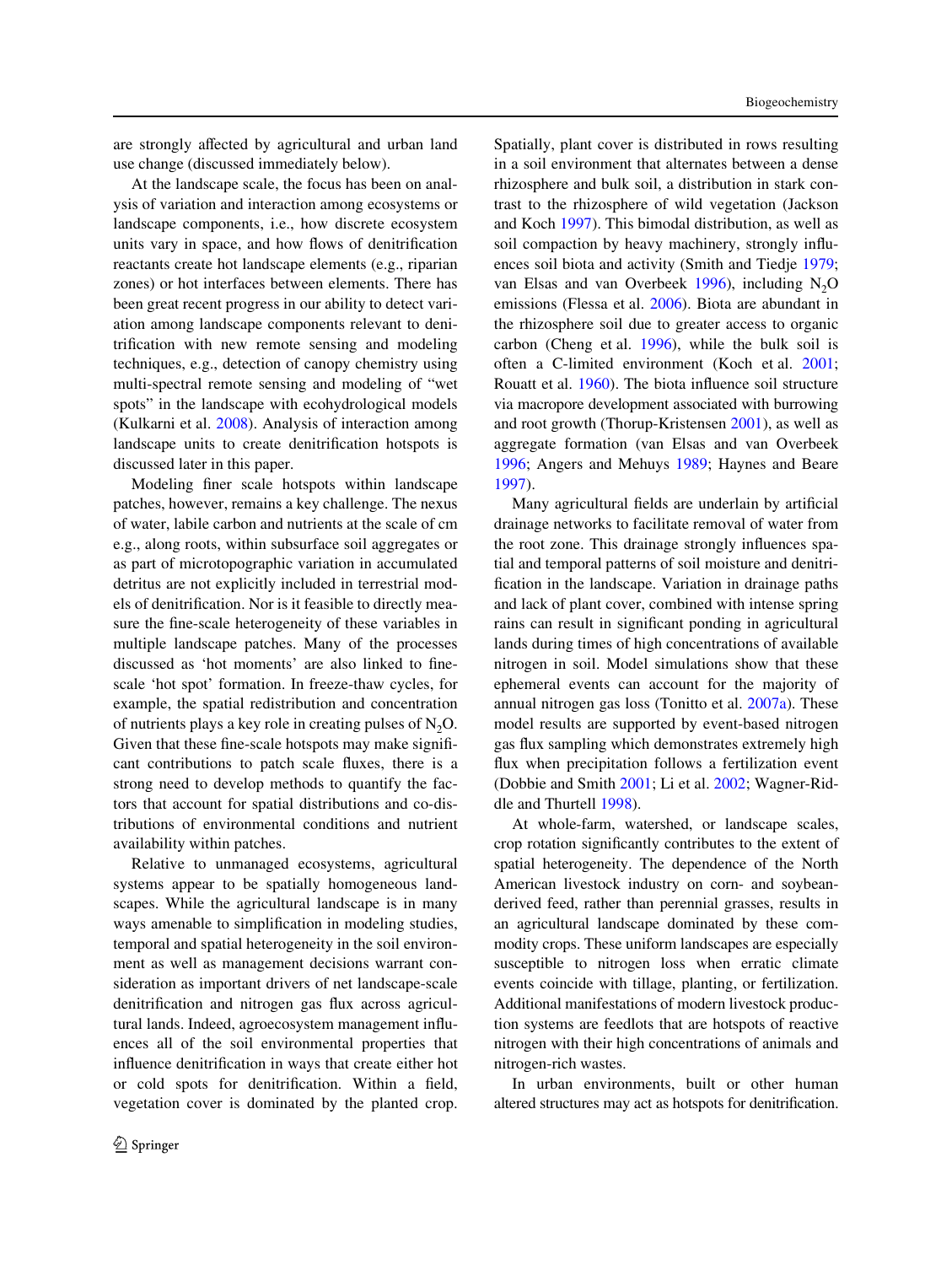are strongly affected by agricultural and urban land use change (discussed immediately below).

At the landscape scale, the focus has been on analysis of variation and interaction among ecosystems or landscape components, i.e., how discrete ecosystem units vary in space, and how flows of denitrification reactants create hot landscape elements (e.g., riparian zones) or hot interfaces between elements. There has been great recent progress in our ability to detect variation among landscape components relevant to denitrification with new remote sensing and modeling techniques, e.g., detection of canopy chemistry using multi-spectral remote sensing and modeling of "wet spots" in the landscape with ecohydrological models (Kulkarni et al. 2008). Analysis of interaction among landscape units to create denitrification hotspots is discussed later in this paper.

Modeling finer scale hotspots within landscape patches, however, remains a key challenge. The nexus of water, labile carbon and nutrients at the scale of cm e.g., along roots, within subsurface soil aggregates or as part of microtopographic variation in accumulated detritus are not explicitly included in terrestrial models of denitrification. Nor is it feasible to directly measure the fine-scale heterogeneity of these variables in multiple landscape patches. Many of the processes discussed as 'hot moments' are also linked to fine-scale 'hot spot' formation. In freeze-thaw cycles, for example, the spatial redistribution and concentration of nutrients plays a key role in creating pulses of $N_2O$. Given that these fine-scale hotspots may make significant contributions to patch scale fluxes, there is a strong need to develop methods to quantify the factors that account for spatial distributions and co-distributions of environmental conditions and nutrient availability within patches.

Relative to unmanaged ecosystems, agricultural systems appear to be spatially homogeneous landscapes. While the agricultural landscape is in many ways amenable to simplification in modeling studies, temporal and spatial heterogeneity in the soil environment as well as management decisions warrant consideration as important drivers of net landscape-scale denitrification and nitrogen gas flux across agricultural lands. Indeed, agroecosystem management influences all of the soil environmental properties that influence denitrification in ways that create either hot or cold spots for denitrification. Within a field, vegetation cover is dominated by the planted crop. Spatially, plant cover is distributed in rows resulting in a soil environment that alternates between a dense rhizosphere and bulk soil, a distribution in stark contrast to the rhizosphere of wild vegetation (Jackson and Koch 1997). This bimodal distribution, as well as soil compaction by heavy machinery, strongly influences soil biota and activity (Smith and Tiedje 1979; van Elsas and van Overbeek 1996), including $N_2O$ emissions (Flessa et al. 2006). Biota are abundant in the rhizosphere soil due to greater access to organic carbon (Cheng et al. 1996), while the bulk soil is often a C-limited environment (Koch et al. 2001; Rouatt et al. 1960). The biota influence soil structure via macropore development associated with burrowing and root growth (Thorup-Kristensen 2001), as well as aggregate formation (van Elsas and van Overbeek 1996; Angers and Mehuys 1989; Haynes and Beare 1997).

Many agricultural fields are underlain by artificial drainage networks to facilitate removal of water from the root zone. This drainage strongly influences spatial and temporal patterns of soil moisture and denitrification in the landscape. Variation in drainage paths and lack of plant cover, combined with intense spring rains can result in significant ponding in agricultural lands during times of high concentrations of available nitrogen in soil. Model simulations show that these ephemeral events can account for the majority of annual nitrogen gas loss (Tonitto et al. 2007a). These model results are supported by event-based nitrogen gas flux sampling which demonstrates extremely high flux when precipitation follows a fertilization event (Dobbie and Smith 2001; Li et al. 2002; Wagner-Riddle and Thurtell 1998).

At whole-farm, watershed, or landscape scales, crop rotation significantly contributes to the extent of spatial heterogeneity. The dependence of the North American livestock industry on corn- and soybean-derived feed, rather than perennial grasses, results in an agricultural landscape dominated by these commodity crops. These uniform landscapes are especially susceptible to nitrogen loss when erratic climate events coincide with tillage, planting, or fertilization. Additional manifestations of modern livestock production systems are feedlots that are hotspots of reactive nitrogen with their high concentrations of animals and nitrogen-rich wastes.

In urban environments, built or other human altered structures may act as hotspots for denitrification.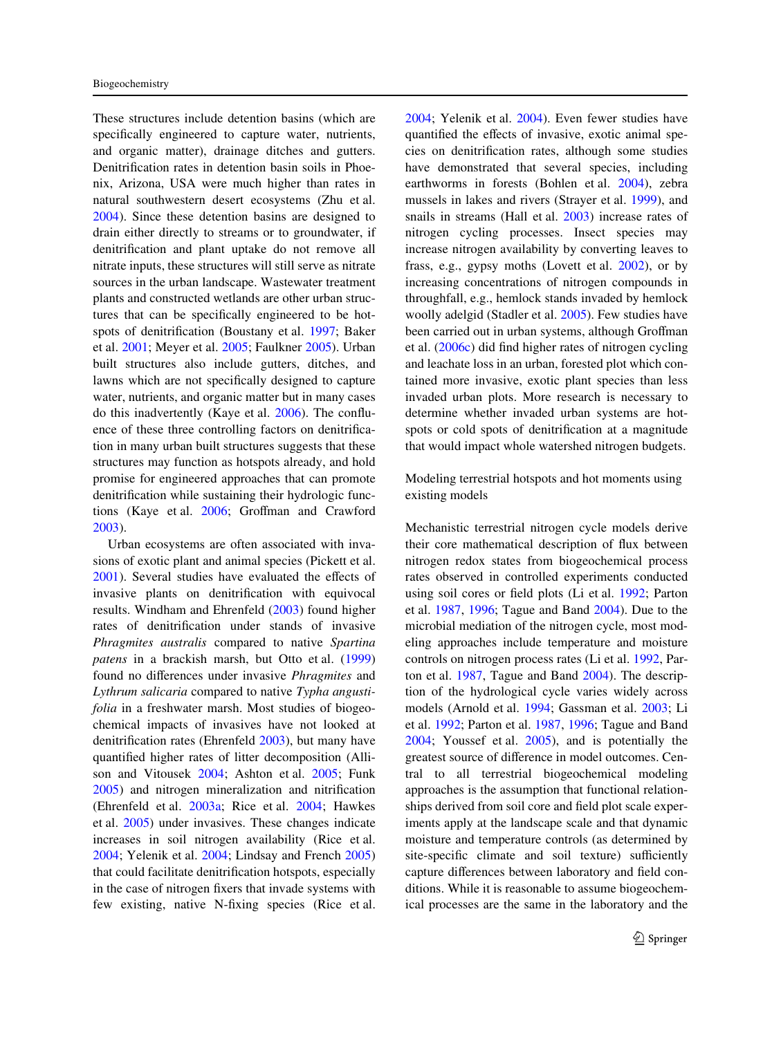These structures include detention basins (which are specifically engineered to capture water, nutrients, and organic matter), drainage ditches and gutters. Denitrification rates in detention basin soils in Phoenix, Arizona, USA were much higher than rates in natural southwestern desert ecosystems (Zhu et al. 2004). Since these detention basins are designed to drain either directly to streams or to groundwater, if denitrification and plant uptake do not remove all nitrate inputs, these structures will still serve as nitrate sources in the urban landscape. Wastewater treatment plants and constructed wetlands are other urban structures that can be specifically engineered to be hotspots of denitrification (Boustany et al. 1997; Baker et al. 2001; Meyer et al. 2005; Faulkner 2005). Urban built structures also include gutters, ditches, and lawns which are not specifically designed to capture water, nutrients, and organic matter but in many cases do this inadvertently (Kaye et al. 2006). The confluence of these three controlling factors on denitrification in many urban built structures suggests that these structures may function as hotspots already, and hold promise for engineered approaches that can promote denitrification while sustaining their hydrologic functions (Kaye et al. 2006; Groffman and Crawford 2003).

Urban ecosystems are often associated with invasions of exotic plant and animal species (Pickett et al. 2001). Several studies have evaluated the effects of invasive plants on denitrification with equivocal results. Windham and Ehrenfeld (2003) found higher rates of denitrification under stands of invasive *Phragmites australis* compared to native *Spartina patens* in a brackish marsh, but Otto et al. (1999) found no differences under invasive *Phragmites* and *Lythrum salicaria* compared to native *Typha angustifolia* in a freshwater marsh. Most studies of biogeochemical impacts of invasives have not looked at denitrification rates (Ehrenfeld 2003), but many have quantified higher rates of litter decomposition (Allison and Vitousek 2004; Ashton et al. 2005; Funk 2005) and nitrogen mineralization and nitrification (Ehrenfeld et al. 2003a; Rice et al. 2004; Hawkes et al. 2005) under invasives. These changes indicate increases in soil nitrogen availability (Rice et al. 2004; Yelenik et al. 2004; Lindsay and French 2005) that could facilitate denitrification hotspots, especially in the case of nitrogen fixers that invade systems with few existing, native N-fixing species (Rice et al. 2004; Yelenik et al. 2004). Even fewer studies have quantified the effects of invasive, exotic animal species on denitrification rates, although some studies have demonstrated that several species, including earthworms in forests (Bohlen et al. 2004), zebra mussels in lakes and rivers (Strayer et al. 1999), and snails in streams (Hall et al. 2003) increase rates of nitrogen cycling processes. Insect species may increase nitrogen availability by converting leaves to frass, e.g., gypsy moths (Lovett et al. 2002), or by increasing concentrations of nitrogen compounds in throughfall, e.g., hemlock stands invaded by hemlock woolly adelgid (Stadler et al. 2005). Few studies have been carried out in urban systems, although Groffman et al. (2006c) did find higher rates of nitrogen cycling and leachate loss in an urban, forested plot which contained more invasive, exotic plant species than less invaded urban plots. More research is necessary to determine whether invaded urban systems are hotspots or cold spots of denitrification at a magnitude that would impact whole watershed nitrogen budgets.

## Modeling terrestrial hotspots and hot moments using existing models

Mechanistic terrestrial nitrogen cycle models derive their core mathematical description of flux between nitrogen redox states from biogeochemical process rates observed in controlled experiments conducted using soil cores or field plots (Li et al. 1992; Parton et al. 1987, 1996; Tague and Band 2004). Due to the microbial mediation of the nitrogen cycle, most modeling approaches include temperature and moisture controls on nitrogen process rates (Li et al. 1992, Parton et al. 1987, Tague and Band 2004). The description of the hydrological cycle varies widely across models (Arnold et al. 1994; Gassman et al. 2003; Li et al. 1992; Parton et al. 1987, 1996; Tague and Band 2004; Youssef et al. 2005), and is potentially the greatest source of difference in model outcomes. Central to all terrestrial biogeochemical modeling approaches is the assumption that functional relationships derived from soil core and field plot scale experiments apply at the landscape scale and that dynamic moisture and temperature controls (as determined by site-specific climate and soil texture) sufficiently capture differences between laboratory and field conditions. While it is reasonable to assume biogeochemical processes are the same in the laboratory and the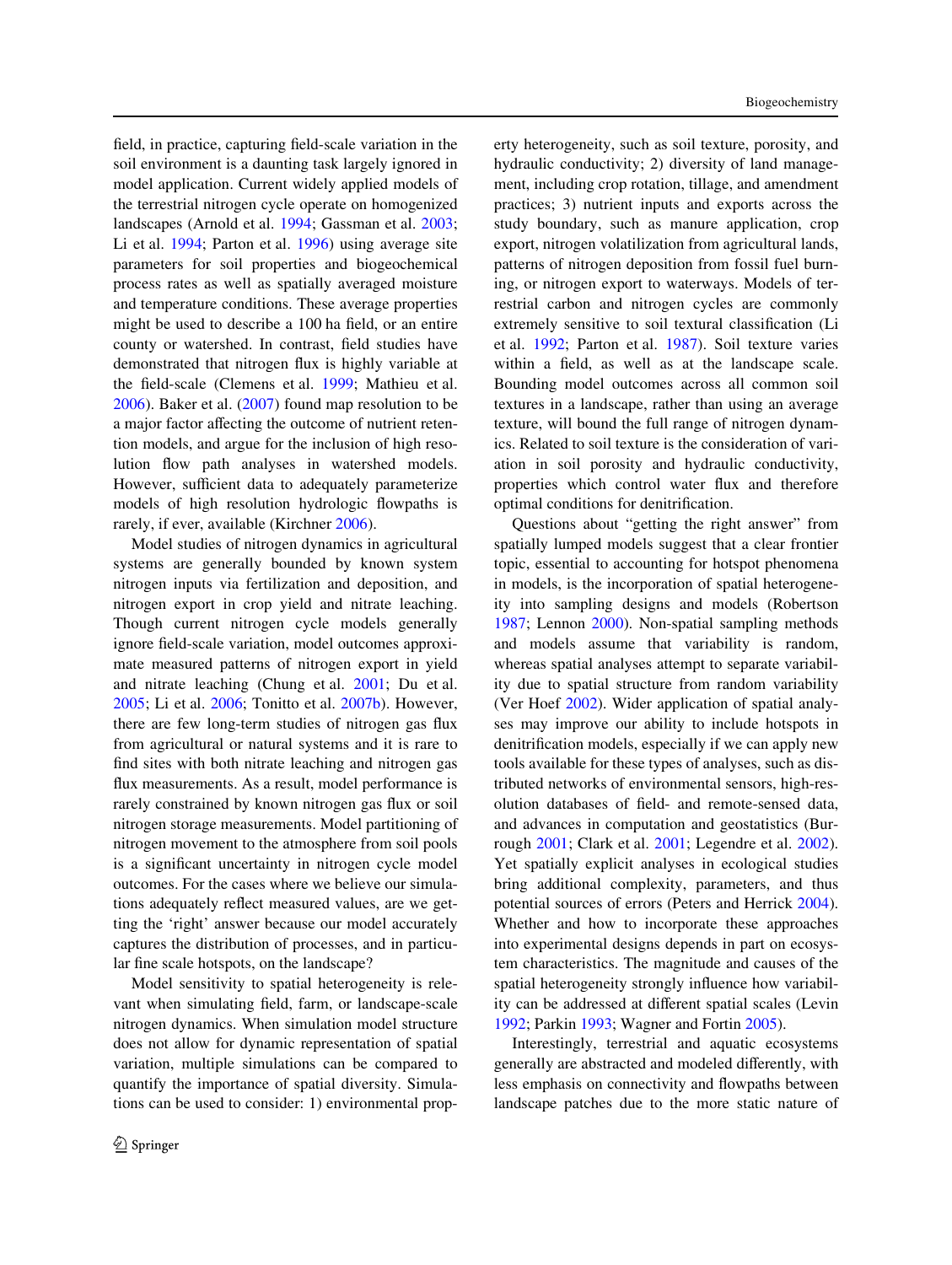field, in practice, capturing field-scale variation in the soil environment is a daunting task largely ignored in model application. Current widely applied models of the terrestrial nitrogen cycle operate on homogenized landscapes (Arnold et al. 1994; Gassman et al. 2003; Li et al. 1994; Parton et al. 1996) using average site parameters for soil properties and biogeochemical process rates as well as spatially averaged moisture and temperature conditions. These average properties might be used to describe a 100 ha field, or an entire county or watershed. In contrast, field studies have demonstrated that nitrogen flux is highly variable at the field-scale (Clemens et al. 1999; Mathieu et al. 2006). Baker et al. (2007) found map resolution to be a major factor affecting the outcome of nutrient retention models, and argue for the inclusion of high resolution flow path analyses in watershed models. However, sufficient data to adequately parameterize models of high resolution hydrologic flowpaths is rarely, if ever, available (Kirchner 2006).

Model studies of nitrogen dynamics in agricultural systems are generally bounded by known system nitrogen inputs via fertilization and deposition, and nitrogen export in crop yield and nitrate leaching. Though current nitrogen cycle models generally ignore field-scale variation, model outcomes approximate measured patterns of nitrogen export in yield and nitrate leaching (Chung et al. 2001; Du et al. 2005; Li et al. 2006; Tonitto et al. 2007b). However, there are few long-term studies of nitrogen gas flux from agricultural or natural systems and it is rare to find sites with both nitrate leaching and nitrogen gas flux measurements. As a result, model performance is rarely constrained by known nitrogen gas flux or soil nitrogen storage measurements. Model partitioning of nitrogen movement to the atmosphere from soil pools is a significant uncertainty in nitrogen cycle model outcomes. For the cases where we believe our simulations adequately reflect measured values, are we getting the 'right' answer because our model accurately captures the distribution of processes, and in particular fine scale hotspots, on the landscape?

Model sensitivity to spatial heterogeneity is relevant when simulating field, farm, or landscape-scale nitrogen dynamics. When simulation model structure does not allow for dynamic representation of spatial variation, multiple simulations can be compared to quantify the importance of spatial diversity. Simulations can be used to consider: 1) environmental property heterogeneity, such as soil texture, porosity, and hydraulic conductivity; 2) diversity of land management, including crop rotation, tillage, and amendment practices; 3) nutrient inputs and exports across the study boundary, such as manure application, crop export, nitrogen volatilization from agricultural lands, patterns of nitrogen deposition from fossil fuel burning, or nitrogen export to waterways. Models of terrestrial carbon and nitrogen cycles are commonly extremely sensitive to soil textural classification (Li et al. 1992; Parton et al. 1987). Soil texture varies within a field, as well as at the landscape scale. Bounding model outcomes across all common soil textures in a landscape, rather than using an average texture, will bound the full range of nitrogen dynamics. Related to soil texture is the consideration of variation in soil porosity and hydraulic conductivity, properties which control water flux and therefore optimal conditions for denitrification.

Questions about "getting the right answer" from spatially lumped models suggest that a clear frontier topic, essential to accounting for hotspot phenomena in models, is the incorporation of spatial heterogeneity into sampling designs and models (Robertson 1987; Lennon 2000). Non-spatial sampling methods and models assume that variability is random, whereas spatial analyses attempt to separate variability due to spatial structure from random variability (Ver Hoef 2002). Wider application of spatial analyses may improve our ability to include hotspots in denitrification models, especially if we can apply new tools available for these types of analyses, such as distributed networks of environmental sensors, high-resolution databases of field- and remote-sensed data, and advances in computation and geostatistics (Burrough 2001; Clark et al. 2001; Legendre et al. 2002). Yet spatially explicit analyses in ecological studies bring additional complexity, parameters, and thus potential sources of errors (Peters and Herrick 2004). Whether and how to incorporate these approaches into experimental designs depends in part on ecosystem characteristics. The magnitude and causes of the spatial heterogeneity strongly influence how variability can be addressed at different spatial scales (Levin 1992; Parkin 1993; Wagner and Fortin 2005).

Interestingly, terrestrial and aquatic ecosystems generally are abstracted and modeled differently, with less emphasis on connectivity and flowpaths between landscape patches due to the more static nature of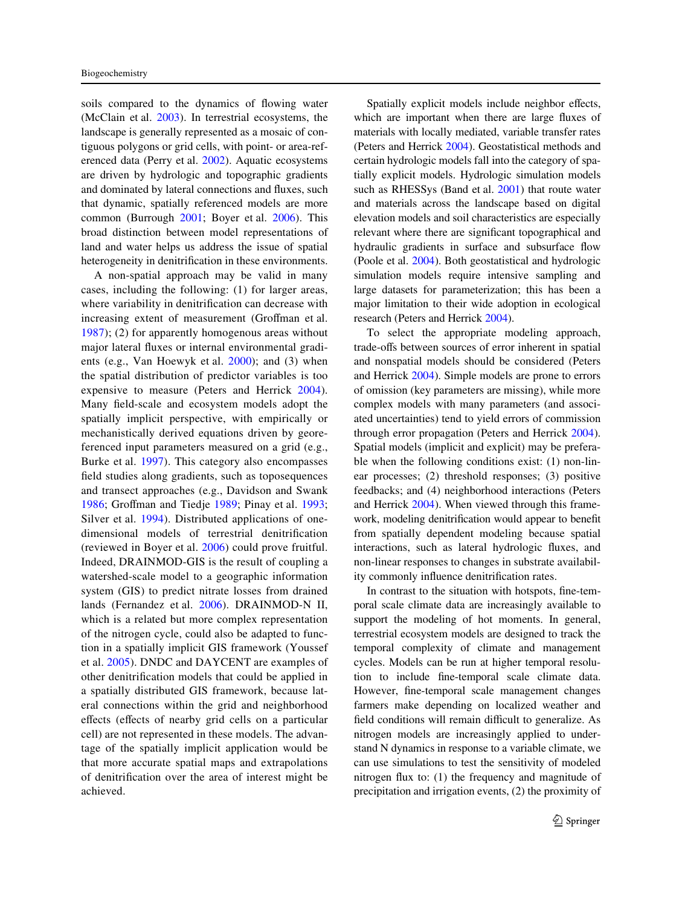soils compared to the dynamics of flowing water (McClain et al. 2003). In terrestrial ecosystems, the landscape is generally represented as a mosaic of contiguous polygons or grid cells, with point- or area-referenced data (Perry et al. 2002). Aquatic ecosystems are driven by hydrologic and topographic gradients and dominated by lateral connections and fluxes, such that dynamic, spatially referenced models are more common (Burrough 2001; Boyer et al. 2006). This broad distinction between model representations of land and water helps us address the issue of spatial heterogeneity in denitrification in these environments.

A non-spatial approach may be valid in many cases, including the following: (1) for larger areas, where variability in denitrification can decrease with increasing extent of measurement (Groffman et al. 1987); (2) for apparently homogenous areas without major lateral fluxes or internal environmental gradients (e.g., Van Hoewyk et al. 2000); and (3) when the spatial distribution of predictor variables is too expensive to measure (Peters and Herrick 2004). Many field-scale and ecosystem models adopt the spatially implicit perspective, with empirically or mechanistically derived equations driven by georeferenced input parameters measured on a grid (e.g., Burke et al. 1997). This category also encompasses field studies along gradients, such as toposequences and transect approaches (e.g., Davidson and Swank 1986; Groffman and Tiedje 1989; Pinay et al. 1993; Silver et al. 1994). Distributed applications of one-dimensional models of terrestrial denitrification (reviewed in Boyer et al. 2006) could prove fruitful. Indeed, DRAINMOD-GIS is the result of coupling a watershed-scale model to a geographic information system (GIS) to predict nitrate losses from drained lands (Fernandez et al. 2006). DRAINMOD-N II, which is a related but more complex representation of the nitrogen cycle, could also be adapted to function in a spatially implicit GIS framework (Youssef et al. 2005). DNDC and DAYCENT are examples of other denitrification models that could be applied in a spatially distributed GIS framework, because lateral connections within the grid and neighborhood effects (effects of nearby grid cells on a particular cell) are not represented in these models. The advantage of the spatially implicit application would be that more accurate spatial maps and extrapolations of denitrification over the area of interest might be achieved.

Spatially explicit models include neighbor effects, which are important when there are large fluxes of materials with locally mediated, variable transfer rates (Peters and Herrick 2004). Geostatistical methods and certain hydrologic models fall into the category of spatially explicit models. Hydrologic simulation models such as RHESSys (Band et al. 2001) that route water and materials across the landscape based on digital elevation models and soil characteristics are especially relevant where there are significant topographical and hydraulic gradients in surface and subsurface flow (Poole et al. 2004). Both geostatistical and hydrologic simulation models require intensive sampling and large datasets for parameterization; this has been a major limitation to their wide adoption in ecological research (Peters and Herrick 2004).

To select the appropriate modeling approach, trade-offs between sources of error inherent in spatial and nonspatial models should be considered (Peters and Herrick 2004). Simple models are prone to errors of omission (key parameters are missing), while more complex models with many parameters (and associated uncertainties) tend to yield errors of commission through error propagation (Peters and Herrick 2004). Spatial models (implicit and explicit) may be preferable when the following conditions exist: (1) non-linear processes; (2) threshold responses; (3) positive feedbacks; and (4) neighborhood interactions (Peters and Herrick 2004). When viewed through this framework, modeling denitrification would appear to benefit from spatially dependent modeling because spatial interactions, such as lateral hydrologic fluxes, and non-linear responses to changes in substrate availability commonly influence denitrification rates.

In contrast to the situation with hotspots, fine-temporal scale climate data are increasingly available to support the modeling of hot moments. In general, terrestrial ecosystem models are designed to track the temporal complexity of climate and management cycles. Models can be run at higher temporal resolution to include fine-temporal scale climate data. However, fine-temporal scale management changes farmers make depending on localized weather and field conditions will remain difficult to generalize. As nitrogen models are increasingly applied to understand N dynamics in response to a variable climate, we can use simulations to test the sensitivity of modeled nitrogen flux to: (1) the frequency and magnitude of precipitation and irrigation events, (2) the proximity of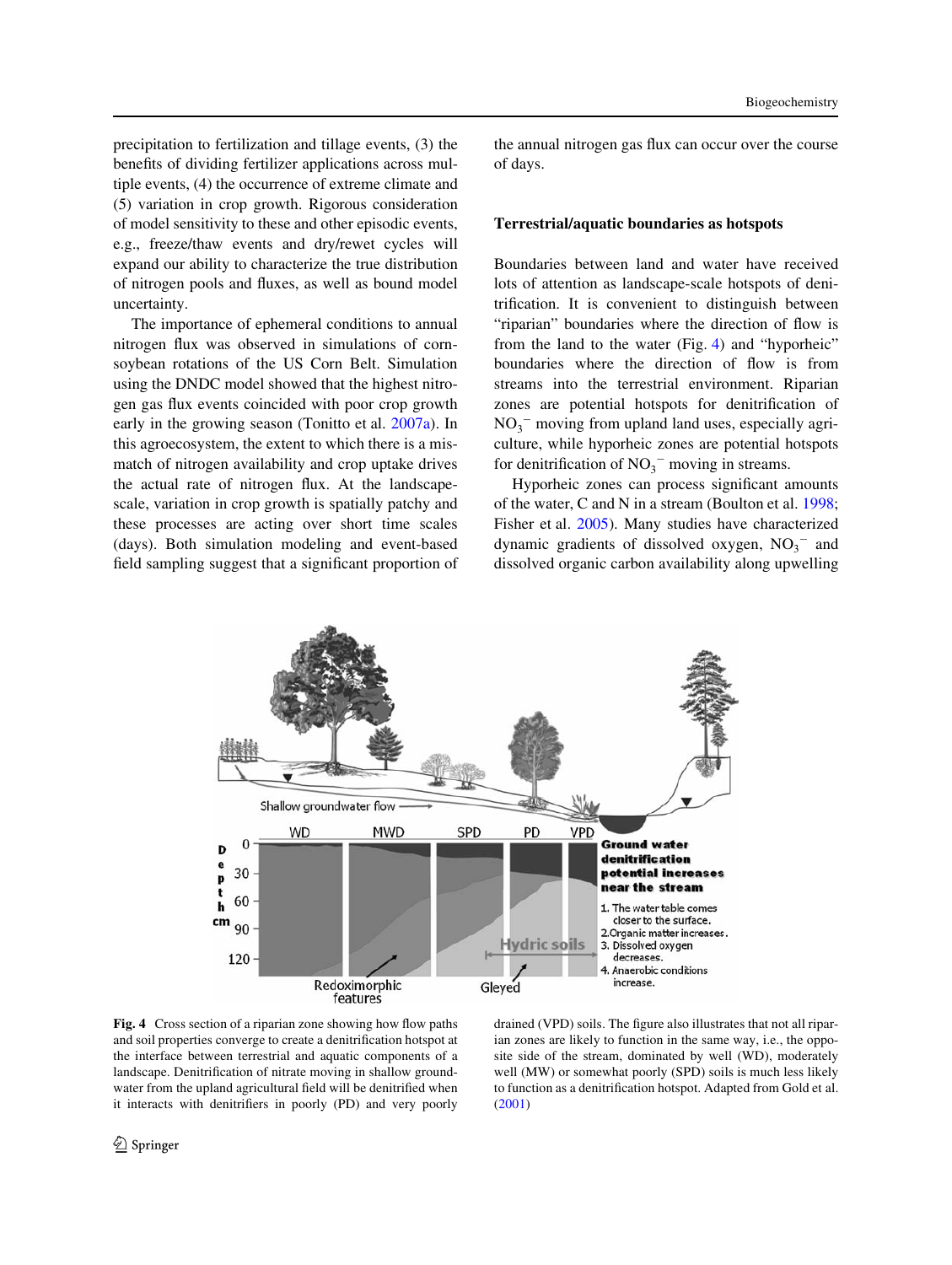precipitation to fertilization and tillage events, (3) the benefits of dividing fertilizer applications across multiple events, (4) the occurrence of extreme climate and (5) variation in crop growth. Rigorous consideration of model sensitivity to these and other episodic events, e.g., freeze/thaw events and dry/rewet cycles will expand our ability to characterize the true distribution of nitrogen pools and fluxes, as well as bound model uncertainty.

The importance of ephemeral conditions to annual nitrogen flux was observed in simulations of corn-soybean rotations of the US Corn Belt. Simulation using the DNDC model showed that the highest nitrogen gas flux events coincided with poor crop growth early in the growing season (Tonitto et al. 2007a). In this agroecosystem, the extent to which there is a mismatch of nitrogen availability and crop uptake drives the actual rate of nitrogen flux. At the landscape-scale, variation in crop growth is spatially patchy and these processes are acting over short time scales (days). Both simulation modeling and event-based field sampling suggest that a significant proportion of the annual nitrogen gas flux can occur over the course of days.

## Terrestrial/aquatic boundaries as hotspots

Boundaries between land and water have received lots of attention as landscape-scale hotspots of denitrification. It is convenient to distinguish between "riparian" boundaries where the direction of flow is from the land to the water (Fig. 4) and "hyporheic" boundaries where the direction of flow is from streams into the terrestrial environment. Riparian zones are potential hotspots for denitrification of $NO_3^-$ moving from upland land uses, especially agriculture, while hyporheic zones are potential hotspots for denitrification of $NO_3^-$ moving in streams.

Hyporheic zones can process significant amounts of the water, C and N in a stream (Boulton et al. 1998; Fisher et al. 2005). Many studies have characterized dynamic gradients of dissolved oxygen, $NO_3^-$ and dissolved organic carbon availability along upwelling

**Fig. 4** Cross section of a riparian zone showing how flow paths and soil properties converge to create a denitrification hotspot at the interface between terrestrial and aquatic components of a landscape. Denitrification of nitrate moving in shallow groundwater from the upland agricultural field will be denitrified when it interacts with denitrifiers in poorly (PD) and very poorly drained (VPD) soils. The figure also illustrates that not all riparian zones are likely to function in the same way, i.e., the opposite side of the stream, dominated by well (WD), moderately well (MW) or somewhat poorly (SPD) soils is much less likely to function as a denitrification hotspot. Adapted from Gold et al. (2001)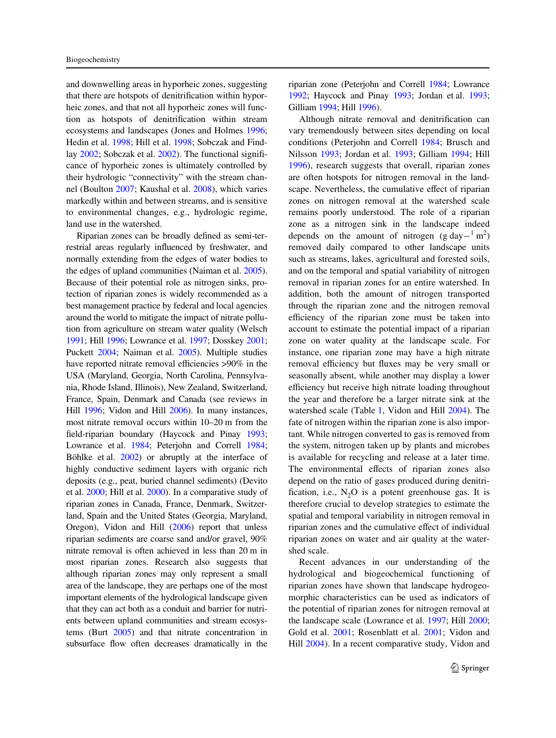and downwelling areas in hyporheic zones, suggesting that there are hotspots of denitrification within hyporheic zones, and that not all hyporheic zones will function as hotspots of denitrification within stream ecosystems and landscapes (Jones and Holmes 1996; Hedin et al. 1998; Hill et al. 1998; Sobczak and Findlay 2002; Sobczak et al. 2002). The functional significance of hyporheic zones is ultimately controlled by their hydrologic "connectivity" with the stream channel (Boulton 2007; Kaushal et al. 2008), which varies markedly within and between streams, and is sensitive to environmental changes, e.g., hydrologic regime, land use in the watershed.

Riparian zones can be broadly defined as semi-terrestrial areas regularly influenced by freshwater, and normally extending from the edges of water bodies to the edges of upland communities (Naiman et al. 2005). Because of their potential role as nitrogen sinks, protection of riparian zones is widely recommended as a best management practice by federal and local agencies around the world to mitigate the impact of nitrate pollution from agriculture on stream water quality (Welsch 1991; Hill 1996; Lowrance et al. 1997; Dosskey 2001; Puckett 2004; Naiman et al. 2005). Multiple studies have reported nitrate removal efficiencies >90% in the USA (Maryland, Georgia, North Carolina, Pennsylvania, Rhode Island, Illinois), New Zealand, Switzerland, France, Spain, Denmark and Canada (see reviews in Hill 1996; Vidon and Hill 2006). In many instances, most nitrate removal occurs within 10–20 m from the field-riparian boundary (Haycock and Pinay 1993; Lowrance et al. 1984; Peterjohn and Correll 1984; Böhlke et al. 2002) or abruptly at the interface of highly conductive sediment layers with organic rich deposits (e.g., peat, buried channel sediments) (Devito et al. 2000; Hill et al. 2000). In a comparative study of riparian zones in Canada, France, Denmark, Switzerland, Spain and the United States (Georgia, Maryland, Oregon), Vidon and Hill (2006) report that unless riparian sediments are coarse sand and/or gravel, 90% nitrate removal is often achieved in less than 20 m in most riparian zones. Research also suggests that although riparian zones may only represent a small area of the landscape, they are perhaps one of the most important elements of the hydrological landscape given that they can act both as a conduit and barrier for nutrients between upland communities and stream ecosystems (Burt 2005) and that nitrate concentration in subsurface flow often decreases dramatically in the riparian zone (Peterjohn and Correll 1984; Lowrance 1992; Haycock and Pinay 1993; Jordan et al. 1993; Gilliam 1994; Hill 1996).

Although nitrate removal and denitrification can vary tremendously between sites depending on local conditions (Peterjohn and Correll 1984; Brusch and Nilsson 1993; Jordan et al. 1993; Gilliam 1994; Hill 1996), research suggests that overall, riparian zones are often hotspots for nitrogen removal in the landscape. Nevertheless, the cumulative effect of riparian zones on nitrogen removal at the watershed scale remains poorly understood. The role of a riparian zone as a nitrogen sink in the landscape indeed depends on the amount of nitrogen (g day$-^{1}$ m$^{2}$) removed daily compared to other landscape units such as streams, lakes, agricultural and forested soils, and on the temporal and spatial variability of nitrogen removal in riparian zones for an entire watershed. In addition, both the amount of nitrogen transported through the riparian zone and the nitrogen removal efficiency of the riparian zone must be taken into account to estimate the potential impact of a riparian zone on water quality at the landscape scale. For instance, one riparian zone may have a high nitrate removal efficiency but fluxes may be very small or seasonally absent, while another may display a lower efficiency but receive high nitrate loading throughout the year and therefore be a larger nitrate sink at the watershed scale (Table 1, Vidon and Hill 2004). The fate of nitrogen within the riparian zone is also important. While nitrogen converted to gas is removed from the system, nitrogen taken up by plants and microbes is available for recycling and release at a later time. The environmental effects of riparian zones also depend on the ratio of gases produced during denitrification, i.e., $N_2O$ is a potent greenhouse gas. It is therefore crucial to develop strategies to estimate the spatial and temporal variability in nitrogen removal in riparian zones and the cumulative effect of individual riparian zones on water and air quality at the watershed scale.

Recent advances in our understanding of the hydrological and biogeochemical functioning of riparian zones have shown that landscape hydrogeomorphic characteristics can be used as indicators of the potential of riparian zones for nitrogen removal at the landscape scale (Lowrance et al. 1997; Hill 2000; Gold et al. 2001; Rosenblatt et al. 2001; Vidon and Hill 2004). In a recent comparative study, Vidon and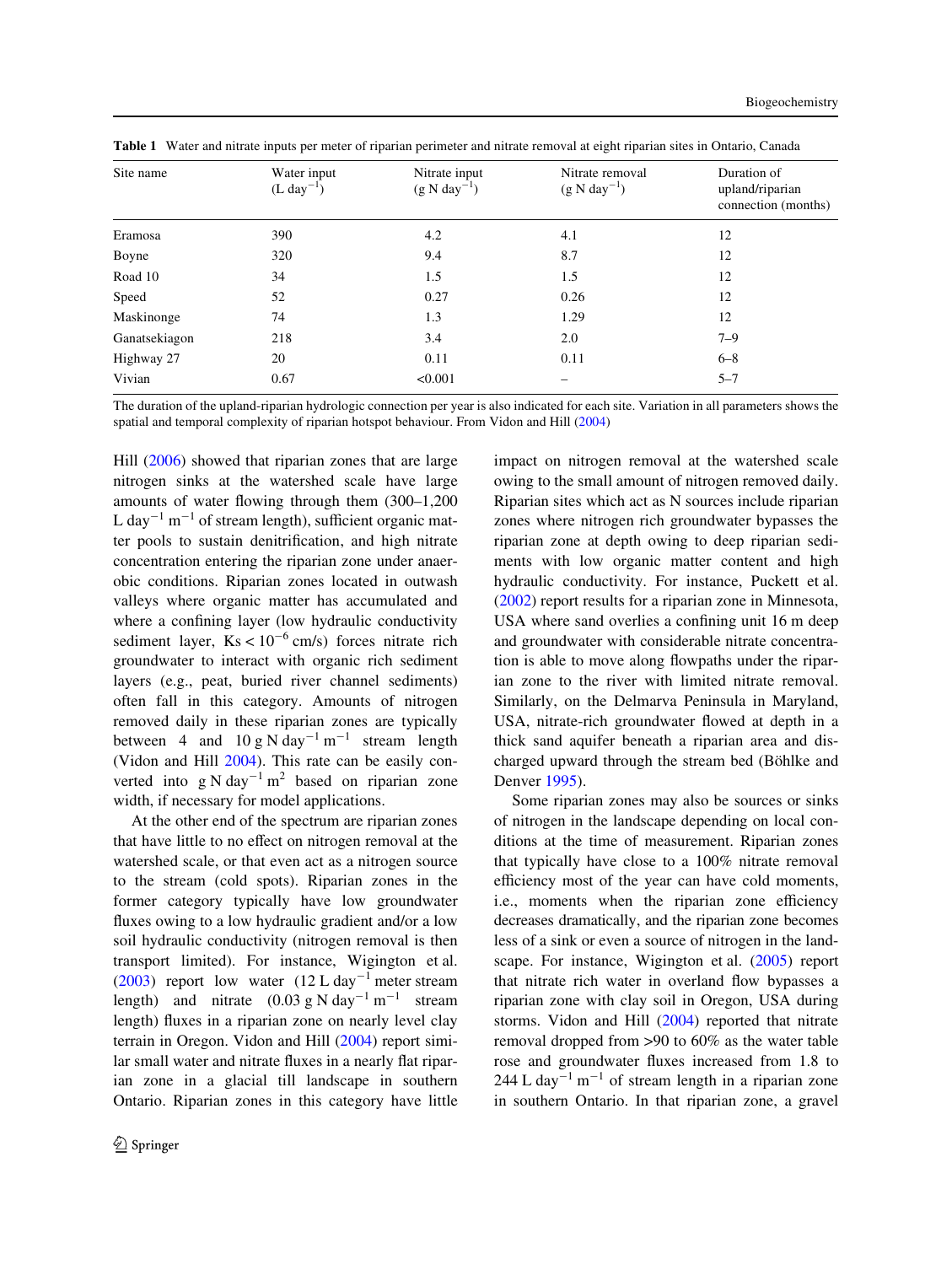**Table 1** Water and nitrate inputs per meter of riparian perimeter and nitrate removal at eight riparian sites in Ontario, Canada

| Site name | Water input (L day$^{-1}$) | Nitrate input (g N day$^{-1}$) | Nitrate removal (g N day$^{-1}$) | Duration of upland/riparian connection (months) |
|---|---|---|---|---|
| Eramosa | 390 | 4.2 | 4.1 | 12 |
| Boyne | 320 | 9.4 | 8.7 | 12 |
| Road 10 | 34 | 1.5 | 1.5 | 12 |
| Speed | 52 | 0.27 | 0.26 | 12 |
| Maskinonge | 74 | 1.3 | 1.29 | 12 |
| Ganatsekiagon | 218 | 3.4 | 2.0 | 7–9 |
| Highway 27 | 20 | 0.11 | 0.11 | 6–8 |
| Vivian | 0.67 | <0.001 | – | 5–7 |

The duration of the upland-riparian hydrologic connection per year is also indicated for each site. Variation in all parameters shows the spatial and temporal complexity of riparian hotspot behaviour. From Vidon and Hill (2004)

Hill (2006) showed that riparian zones that are large nitrogen sinks at the watershed scale have large amounts of water flowing through them (300–1,200 L day$^{-1}$ m$^{-1}$ of stream length), sufficient organic matter pools to sustain denitrification, and high nitrate concentration entering the riparian zone under anaerobic conditions. Riparian zones located in outwash valleys where organic matter has accumulated and where a confining layer (low hydraulic conductivity sediment layer, $Ks < 10^{-6}$ cm/s) forces nitrate rich groundwater to interact with organic rich sediment layers (e.g., peat, buried river channel sediments) often fall in this category. Amounts of nitrogen removed daily in these riparian zones are typically between 4 and 10 g N day$^{-1}$ m$^{-1}$ stream length (Vidon and Hill 2004). This rate can be easily converted into g N day$^{-1}$ m$^{2}$ based on riparian zone width, if necessary for model applications.

At the other end of the spectrum are riparian zones that have little to no effect on nitrogen removal at the watershed scale, or that even act as a nitrogen source to the stream (cold spots). Riparian zones in the former category typically have low groundwater fluxes owing to a low hydraulic gradient and/or a low soil hydraulic conductivity (nitrogen removal is then transport limited). For instance, Wigington et al. (2003) report low water (12 L day$^{-1}$ meter stream length) and nitrate (0.03 g N day$^{-1}$ m$^{-1}$ stream length) fluxes in a riparian zone on nearly level clay terrain in Oregon. Vidon and Hill (2004) report similar small water and nitrate fluxes in a nearly flat riparian zone in a glacial till landscape in southern Ontario. Riparian zones in this category have little impact on nitrogen removal at the watershed scale owing to the small amount of nitrogen removed daily. Riparian sites which act as N sources include riparian zones where nitrogen rich groundwater bypasses the riparian zone at depth owing to deep riparian sediments with low organic matter content and high hydraulic conductivity. For instance, Puckett et al. (2002) report results for a riparian zone in Minnesota, USA where sand overlies a confining unit 16 m deep and groundwater with considerable nitrate concentration is able to move along flowpaths under the riparian zone to the river with limited nitrate removal. Similarly, on the Delmarva Peninsula in Maryland, USA, nitrate-rich groundwater flowed at depth in a thick sand aquifer beneath a riparian area and discharged upward through the stream bed (Böhlke and Denver 1995).

Some riparian zones may also be sources or sinks of nitrogen in the landscape depending on local conditions at the time of measurement. Riparian zones that typically have close to a 100% nitrate removal efficiency most of the year can have cold moments, i.e., moments when the riparian zone efficiency decreases dramatically, and the riparian zone becomes less of a sink or even a source of nitrogen in the landscape. For instance, Wigington et al. (2005) report that nitrate rich water in overland flow bypasses a riparian zone with clay soil in Oregon, USA during storms. Vidon and Hill (2004) reported that nitrate removal dropped from >90 to 60% as the water table rose and groundwater fluxes increased from 1.8 to 244 L day$^{-1}$ m$^{-1}$ of stream length in a riparian zone in southern Ontario. In that riparian zone, a gravel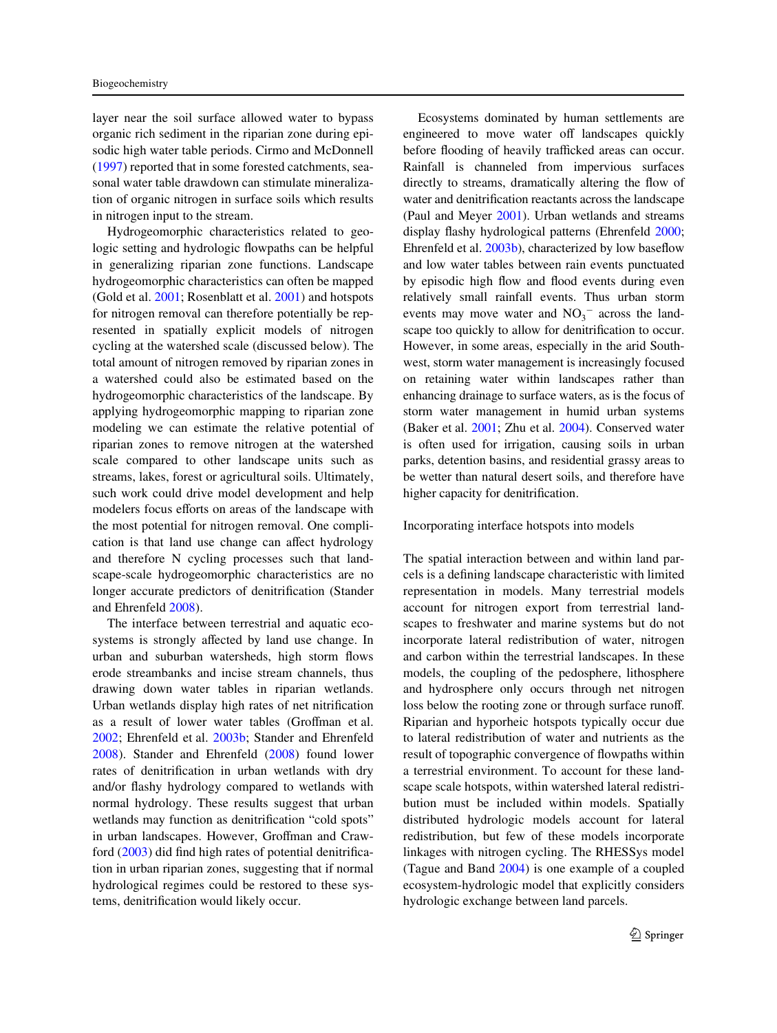layer near the soil surface allowed water to bypass organic rich sediment in the riparian zone during episodic high water table periods. Cirmo and McDonnell (1997) reported that in some forested catchments, seasonal water table drawdown can stimulate mineralization of organic nitrogen in surface soils which results in nitrogen input to the stream.

Hydrogeomorphic characteristics related to geologic setting and hydrologic flowpaths can be helpful in generalizing riparian zone functions. Landscape hydrogeomorphic characteristics can often be mapped (Gold et al. 2001; Rosenblatt et al. 2001) and hotspots for nitrogen removal can therefore potentially be represented in spatially explicit models of nitrogen cycling at the watershed scale (discussed below). The total amount of nitrogen removed by riparian zones in a watershed could also be estimated based on the hydrogeomorphic characteristics of the landscape. By applying hydrogeomorphic mapping to riparian zone modeling we can estimate the relative potential of riparian zones to remove nitrogen at the watershed scale compared to other landscape units such as streams, lakes, forest or agricultural soils. Ultimately, such work could drive model development and help modelers focus efforts on areas of the landscape with the most potential for nitrogen removal. One complication is that land use change can affect hydrology and therefore N cycling processes such that landscape-scale hydrogeomorphic characteristics are no longer accurate predictors of denitrification (Stander and Ehrenfeld 2008).

The interface between terrestrial and aquatic ecosystems is strongly affected by land use change. In urban and suburban watersheds, high storm flows erode streambanks and incise stream channels, thus drawing down water tables in riparian wetlands. Urban wetlands display high rates of net nitrification as a result of lower water tables (Groffman et al. 2002; Ehrenfeld et al. 2003b; Stander and Ehrenfeld 2008). Stander and Ehrenfeld (2008) found lower rates of denitrification in urban wetlands with dry and/or flashy hydrology compared to wetlands with normal hydrology. These results suggest that urban wetlands may function as denitrification "cold spots" in urban landscapes. However, Groffman and Crawford (2003) did find high rates of potential denitrification in urban riparian zones, suggesting that if normal hydrological regimes could be restored to these systems, denitrification would likely occur.

Ecosystems dominated by human settlements are engineered to move water off landscapes quickly before flooding of heavily trafficked areas can occur. Rainfall is channeled from impervious surfaces directly to streams, dramatically altering the flow of water and denitrification reactants across the landscape (Paul and Meyer 2001). Urban wetlands and streams display flashy hydrological patterns (Ehrenfeld 2000; Ehrenfeld et al. 2003b), characterized by low baseflow and low water tables between rain events punctuated by episodic high flow and flood events during even relatively small rainfall events. Thus urban storm events may move water and $NO_3^-$ across the landscape too quickly to allow for denitrification to occur. However, in some areas, especially in the arid Southwest, storm water management is increasingly focused on retaining water within landscapes rather than enhancing drainage to surface waters, as is the focus of storm water management in humid urban systems (Baker et al. 2001; Zhu et al. 2004). Conserved water is often used for irrigation, causing soils in urban parks, detention basins, and residential grassy areas to be wetter than natural desert soils, and therefore have higher capacity for denitrification.

### Incorporating interface hotspots into models

The spatial interaction between and within land parcels is a defining landscape characteristic with limited representation in models. Many terrestrial models account for nitrogen export from terrestrial landscapes to freshwater and marine systems but do not incorporate lateral redistribution of water, nitrogen and carbon within the terrestrial landscapes. In these models, the coupling of the pedosphere, lithosphere and hydrosphere only occurs through net nitrogen loss below the rooting zone or through surface runoff. Riparian and hyporheic hotspots typically occur due to lateral redistribution of water and nutrients as the result of topographic convergence of flowpaths within a terrestrial environment. To account for these landscape scale hotspots, within watershed lateral redistribution must be included within models. Spatially distributed hydrologic models account for lateral redistribution, but few of these models incorporate linkages with nitrogen cycling. The RHESSys model (Tague and Band 2004) is one example of a coupled ecosystem-hydrologic model that explicitly considers hydrologic exchange between land parcels.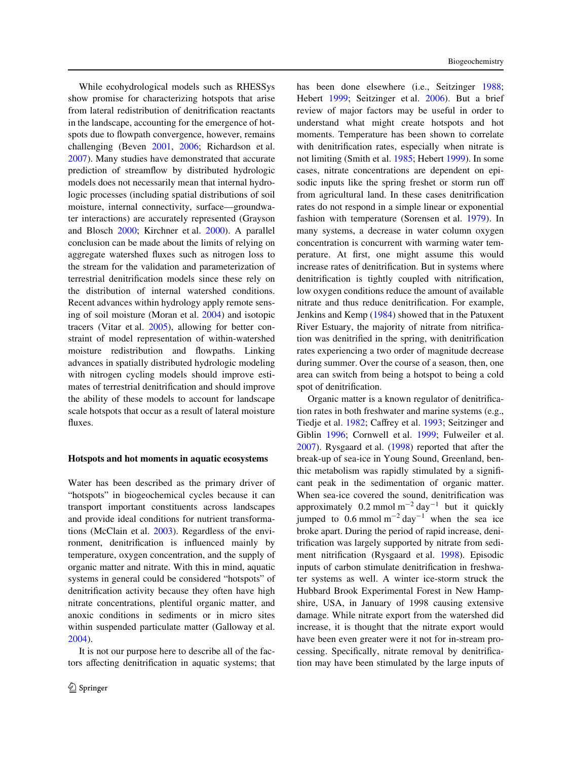While ecohydrological models such as RHESSys show promise for characterizing hotspots that arise from lateral redistribution of denitrification reactants in the landscape, accounting for the emergence of hotspots due to flowpath convergence, however, remains challenging (Beven 2001, 2006; Richardson et al. 2007). Many studies have demonstrated that accurate prediction of streamflow by distributed hydrologic models does not necessarily mean that internal hydrologic processes (including spatial distributions of soil moisture, internal connectivity, surface—groundwater interactions) are accurately represented (Grayson and Blosch 2000; Kirchner et al. 2000). A parallel conclusion can be made about the limits of relying on aggregate watershed fluxes such as nitrogen loss to the stream for the validation and parameterization of terrestrial denitrification models since these rely on the distribution of internal watershed conditions. Recent advances within hydrology apply remote sensing of soil moisture (Moran et al. 2004) and isotopic tracers (Vitar et al. 2005), allowing for better constraint of model representation of within-watershed moisture redistribution and flowpaths. Linking advances in spatially distributed hydrologic modeling with nitrogen cycling models should improve estimates of terrestrial denitrification and should improve the ability of these models to account for landscape scale hotspots that occur as a result of lateral moisture fluxes.

## Hotspots and hot moments in aquatic ecosystems

Water has been described as the primary driver of "hotspots" in biogeochemical cycles because it can transport important constituents across landscapes and provide ideal conditions for nutrient transformations (McClain et al. 2003). Regardless of the environment, denitrification is influenced mainly by temperature, oxygen concentration, and the supply of organic matter and nitrate. With this in mind, aquatic systems in general could be considered "hotspots" of denitrification activity because they often have high nitrate concentrations, plentiful organic matter, and anoxic conditions in sediments or in micro sites within suspended particulate matter (Galloway et al. 2004).

It is not our purpose here to describe all of the factors affecting denitrification in aquatic systems; that has been done elsewhere (i.e., Seitzinger 1988; Hebert 1999; Seitzinger et al. 2006). But a brief review of major factors may be useful in order to understand what might create hotspots and hot moments. Temperature has been shown to correlate with denitrification rates, especially when nitrate is not limiting (Smith et al. 1985; Hebert 1999). In some cases, nitrate concentrations are dependent on episodic inputs like the spring freshet or storm run off from agricultural land. In these cases denitrification rates do not respond in a simple linear or exponential fashion with temperature (Sorensen et al. 1979). In many systems, a decrease in water column oxygen concentration is concurrent with warming water temperature. At first, one might assume this would increase rates of denitrification. But in systems where denitrification is tightly coupled with nitrification, low oxygen conditions reduce the amount of available nitrate and thus reduce denitrification. For example, Jenkins and Kemp (1984) showed that in the Patuxent River Estuary, the majority of nitrate from nitrification was denitrified in the spring, with denitrification rates experiencing a two order of magnitude decrease during summer. Over the course of a season, then, one area can switch from being a hotspot to being a cold spot of denitrification.

Organic matter is a known regulator of denitrification rates in both freshwater and marine systems (e.g., Tiedje et al. 1982; Caffrey et al. 1993; Seitzinger and Giblin 1996; Cornwell et al. 1999; Fulweiler et al. 2007). Rysgaard et al. (1998) reported that after the break-up of sea-ice in Young Sound, Greenland, benthic metabolism was rapidly stimulated by a significant peak in the sedimentation of organic matter. When sea-ice covered the sound, denitrification was approximately $0.2\ \text{mmol m}^{-2}\ \text{day}^{-1}$ but it quickly jumped to $0.6\ \text{mmol m}^{-2}\ \text{day}^{-1}$ when the sea ice broke apart. During the period of rapid increase, denitrification was largely supported by nitrate from sediment nitrification (Rysgaard et al. 1998). Episodic inputs of carbon stimulate denitrification in freshwater systems as well. A winter ice-storm struck the Hubbard Brook Experimental Forest in New Hampshire, USA, in January of 1998 causing extensive damage. While nitrate export from the watershed did increase, it is thought that the nitrate export would have been even greater were it not for in-stream processing. Specifically, nitrate removal by denitrification may have been stimulated by the large inputs of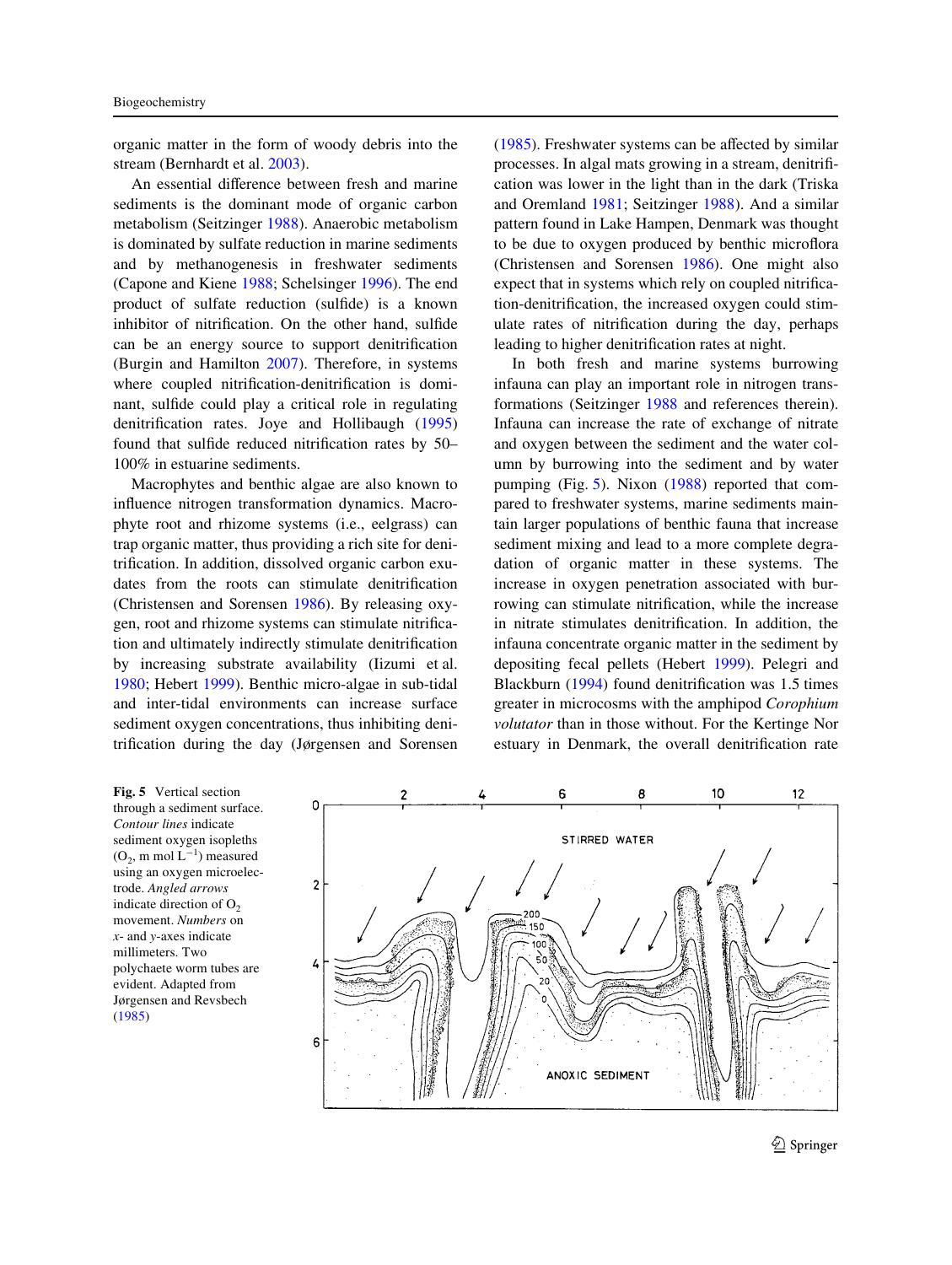organic matter in the form of woody debris into the stream (Bernhardt et al. 2003).

An essential difference between fresh and marine sediments is the dominant mode of organic carbon metabolism (Seitzinger 1988). Anaerobic metabolism is dominated by sulfate reduction in marine sediments and by methanogenesis in freshwater sediments (Capone and Kiene 1988; Schelsinger 1996). The end product of sulfate reduction (sulfide) is a known inhibitor of nitrification. On the other hand, sulfide can be an energy source to support denitrification (Burgin and Hamilton 2007). Therefore, in systems where coupled nitrification-denitrification is dominant, sulfide could play a critical role in regulating denitrification rates. Joye and Hollibaugh (1995) found that sulfide reduced nitrification rates by 50–100% in estuarine sediments.

Macrophytes and benthic algae are also known to influence nitrogen transformation dynamics. Macrophyte root and rhizome systems (i.e., eelgrass) can trap organic matter, thus providing a rich site for denitrification. In addition, dissolved organic carbon exudates from the roots can stimulate denitrification (Christensen and Sorensen 1986). By releasing oxygen, root and rhizome systems can stimulate nitrification and ultimately indirectly stimulate denitrification by increasing substrate availability (Iizumi et al. 1980; Hebert 1999). Benthic micro-algae in sub-tidal and inter-tidal environments can increase surface sediment oxygen concentrations, thus inhibiting denitrification during the day (Jørgensen and Sorensen (1985). Freshwater systems can be affected by similar processes. In algal mats growing in a stream, denitrification was lower in the light than in the dark (Triska and Oremland 1981; Seitzinger 1988). And a similar pattern found in Lake Hampen, Denmark was thought to be due to oxygen produced by benthic microflora (Christensen and Sorensen 1986). One might also expect that in systems which rely on coupled nitrification-denitrification, the increased oxygen could stimulate rates of nitrification during the day, perhaps leading to higher denitrification rates at night.

In both fresh and marine systems burrowing infauna can play an important role in nitrogen transformations (Seitzinger 1988 and references therein). Infauna can increase the rate of exchange of nitrate and oxygen between the sediment and the water column by burrowing into the sediment and by water pumping (Fig. 5). Nixon (1988) reported that compared to freshwater systems, marine sediments maintain larger populations of benthic fauna that increase sediment mixing and lead to a more complete degradation of organic matter in these systems. The increase in oxygen penetration associated with burrowing can stimulate nitrification, while the increase in nitrate stimulates denitrification. In addition, the infauna concentrate organic matter in the sediment by depositing fecal pellets (Hebert 1999). Pelegri and Blackburn (1994) found denitrification was 1.5 times greater in microcosms with the amphipod *Corophium volutator* than in those without. For the Kertinge Nor estuary in Denmark, the overall denitrification rate

**Fig. 5** Vertical section through a sediment surface. *Contour lines* indicate sediment oxygen isopleths ($O_2$, m mol $L^{-1}$) measured using an oxygen microelectrode. *Angled arrows* indicate direction of $O_2$ movement. *Numbers* on *x*- and *y*-axes indicate millimeters. Two polychaete worm tubes are evident. Adapted from Jørgensen and Revsbech (1985)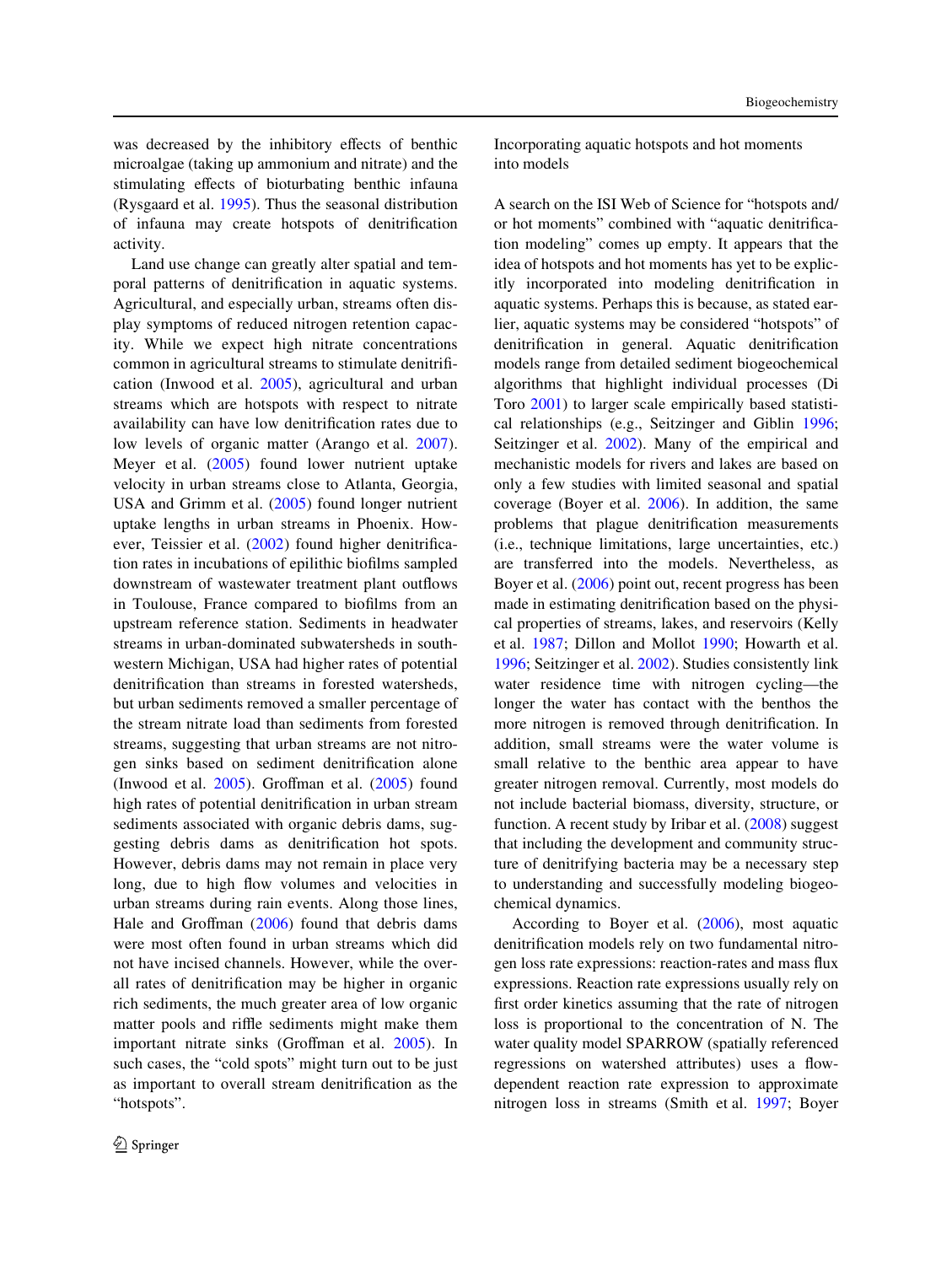was decreased by the inhibitory effects of benthic microalgae (taking up ammonium and nitrate) and the stimulating effects of bioturbating benthic infauna (Rysgaard et al. 1995). Thus the seasonal distribution of infauna may create hotspots of denitrification activity.

Land use change can greatly alter spatial and temporal patterns of denitrification in aquatic systems. Agricultural, and especially urban, streams often display symptoms of reduced nitrogen retention capacity. While we expect high nitrate concentrations common in agricultural streams to stimulate denitrification (Inwood et al. 2005), agricultural and urban streams which are hotspots with respect to nitrate availability can have low denitrification rates due to low levels of organic matter (Arango et al. 2007). Meyer et al. (2005) found lower nutrient uptake velocity in urban streams close to Atlanta, Georgia, USA and Grimm et al. (2005) found longer nutrient uptake lengths in urban streams in Phoenix. However, Teissier et al. (2002) found higher denitrification rates in incubations of epilithic biofilms sampled downstream of wastewater treatment plant outflows in Toulouse, France compared to biofilms from an upstream reference station. Sediments in headwater streams in urban-dominated subwatersheds in southwestern Michigan, USA had higher rates of potential denitrification than streams in forested watersheds, but urban sediments removed a smaller percentage of the stream nitrate load than sediments from forested streams, suggesting that urban streams are not nitrogen sinks based on sediment denitrification alone (Inwood et al. 2005). Groffman et al. (2005) found high rates of potential denitrification in urban stream sediments associated with organic debris dams, suggesting debris dams as denitrification hot spots. However, debris dams may not remain in place very long, due to high flow volumes and velocities in urban streams during rain events. Along those lines, Hale and Groffman (2006) found that debris dams were most often found in urban streams which did not have incised channels. However, while the overall rates of denitrification may be higher in organic rich sediments, the much greater area of low organic matter pools and riffle sediments might make them important nitrate sinks (Groffman et al. 2005). In such cases, the "cold spots" might turn out to be just as important to overall stream denitrification as the "hotspots".

## Incorporating aquatic hotspots and hot moments into models

A search on the ISI Web of Science for "hotspots and/or hot moments" combined with "aquatic denitrification modeling" comes up empty. It appears that the idea of hotspots and hot moments has yet to be explicitly incorporated into modeling denitrification in aquatic systems. Perhaps this is because, as stated earlier, aquatic systems may be considered "hotspots" of denitrification in general. Aquatic denitrification models range from detailed sediment biogeochemical algorithms that highlight individual processes (Di Toro 2001) to larger scale empirically based statistical relationships (e.g., Seitzinger and Giblin 1996; Seitzinger et al. 2002). Many of the empirical and mechanistic models for rivers and lakes are based on only a few studies with limited seasonal and spatial coverage (Boyer et al. 2006). In addition, the same problems that plague denitrification measurements (i.e., technique limitations, large uncertainties, etc.) are transferred into the models. Nevertheless, as Boyer et al. (2006) point out, recent progress has been made in estimating denitrification based on the physical properties of streams, lakes, and reservoirs (Kelly et al. 1987; Dillon and Mollot 1990; Howarth et al. 1996; Seitzinger et al. 2002). Studies consistently link water residence time with nitrogen cycling—the longer the water has contact with the benthos the more nitrogen is removed through denitrification. In addition, small streams were the water volume is small relative to the benthic area appear to have greater nitrogen removal. Currently, most models do not include bacterial biomass, diversity, structure, or function. A recent study by Iribar et al. (2008) suggest that including the development and community structure of denitrifying bacteria may be a necessary step to understanding and successfully modeling biogeochemical dynamics.

According to Boyer et al. (2006), most aquatic denitrification models rely on two fundamental nitrogen loss rate expressions: reaction-rates and mass flux expressions. Reaction rate expressions usually rely on first order kinetics assuming that the rate of nitrogen loss is proportional to the concentration of N. The water quality model SPARROW (spatially referenced regressions on watershed attributes) uses a flow-dependent reaction rate expression to approximate nitrogen loss in streams (Smith et al. 1997; Boyer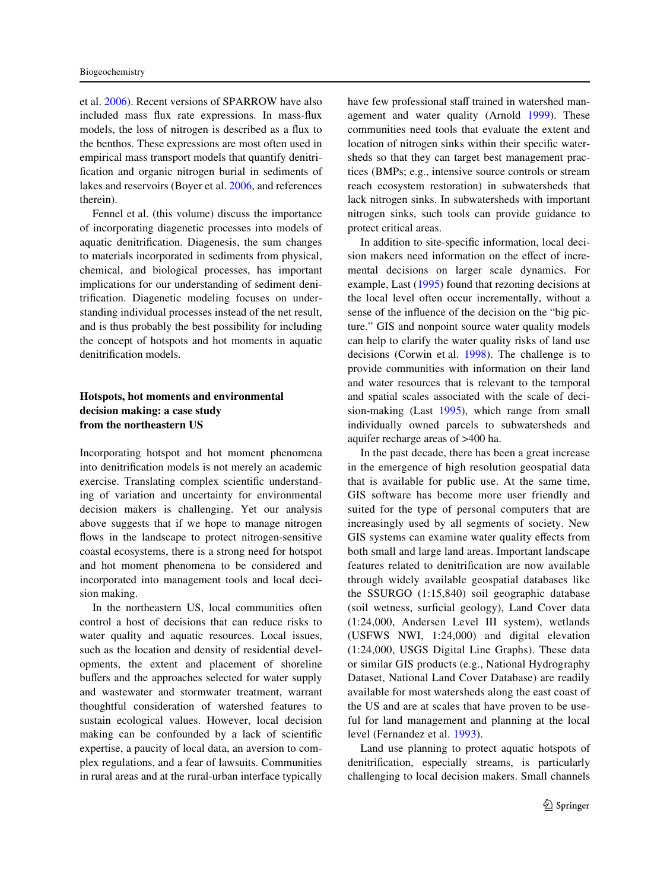et al. 2006). Recent versions of SPARROW have also included mass flux rate expressions. In mass-flux models, the loss of nitrogen is described as a flux to the benthos. These expressions are most often used in empirical mass transport models that quantify denitrification and organic nitrogen burial in sediments of lakes and reservoirs (Boyer et al. 2006, and references therein).

Fennel et al. (this volume) discuss the importance of incorporating diagenetic processes into models of aquatic denitrification. Diagenesis, the sum changes to materials incorporated in sediments from physical, chemical, and biological processes, has important implications for our understanding of sediment denitrification. Diagenetic modeling focuses on understanding individual processes instead of the net result, and is thus probably the best possibility for including the concept of hotspots and hot moments in aquatic denitrification models.

## Hotspots, hot moments and environmental decision making: a case study from the northeastern US

Incorporating hotspot and hot moment phenomena into denitrification models is not merely an academic exercise. Translating complex scientific understanding of variation and uncertainty for environmental decision makers is challenging. Yet our analysis above suggests that if we hope to manage nitrogen flows in the landscape to protect nitrogen-sensitive coastal ecosystems, there is a strong need for hotspot and hot moment phenomena to be considered and incorporated into management tools and local decision making.

In the northeastern US, local communities often control a host of decisions that can reduce risks to water quality and aquatic resources. Local issues, such as the location and density of residential developments, the extent and placement of shoreline buffers and the approaches selected for water supply and wastewater and stormwater treatment, warrant thoughtful consideration of watershed features to sustain ecological values. However, local decision making can be confounded by a lack of scientific expertise, a paucity of local data, an aversion to complex regulations, and a fear of lawsuits. Communities in rural areas and at the rural-urban interface typically have few professional staff trained in watershed management and water quality (Arnold 1999). These communities need tools that evaluate the extent and location of nitrogen sinks within their specific watersheds so that they can target best management practices (BMPs; e.g., intensive source controls or stream reach ecosystem restoration) in subwatersheds that lack nitrogen sinks. In subwatersheds with important nitrogen sinks, such tools can provide guidance to protect critical areas.

In addition to site-specific information, local decision makers need information on the effect of incremental decisions on larger scale dynamics. For example, Last (1995) found that rezoning decisions at the local level often occur incrementally, without a sense of the influence of the decision on the "big picture." GIS and nonpoint source water quality models can help to clarify the water quality risks of land use decisions (Corwin et al. 1998). The challenge is to provide communities with information on their land and water resources that is relevant to the temporal and spatial scales associated with the scale of decision-making (Last 1995), which range from small individually owned parcels to subwatersheds and aquifer recharge areas of >400 ha.

In the past decade, there has been a great increase in the emergence of high resolution geospatial data that is available for public use. At the same time, GIS software has become more user friendly and suited for the type of personal computers that are increasingly used by all segments of society. New GIS systems can examine water quality effects from both small and large land areas. Important landscape features related to denitrification are now available through widely available geospatial databases like the SSURGO (1:15,840) soil geographic database (soil wetness, surficial geology), Land Cover data (1:24,000, Andersen Level III system), wetlands (USFWS NWI, 1:24,000) and digital elevation (1:24,000, USGS Digital Line Graphs). These data or similar GIS products (e.g., National Hydrography Dataset, National Land Cover Database) are readily available for most watersheds along the east coast of the US and are at scales that have proven to be useful for land management and planning at the local level (Fernandez et al. 1993).

Land use planning to protect aquatic hotspots of denitrification, especially streams, is particularly challenging to local decision makers. Small channels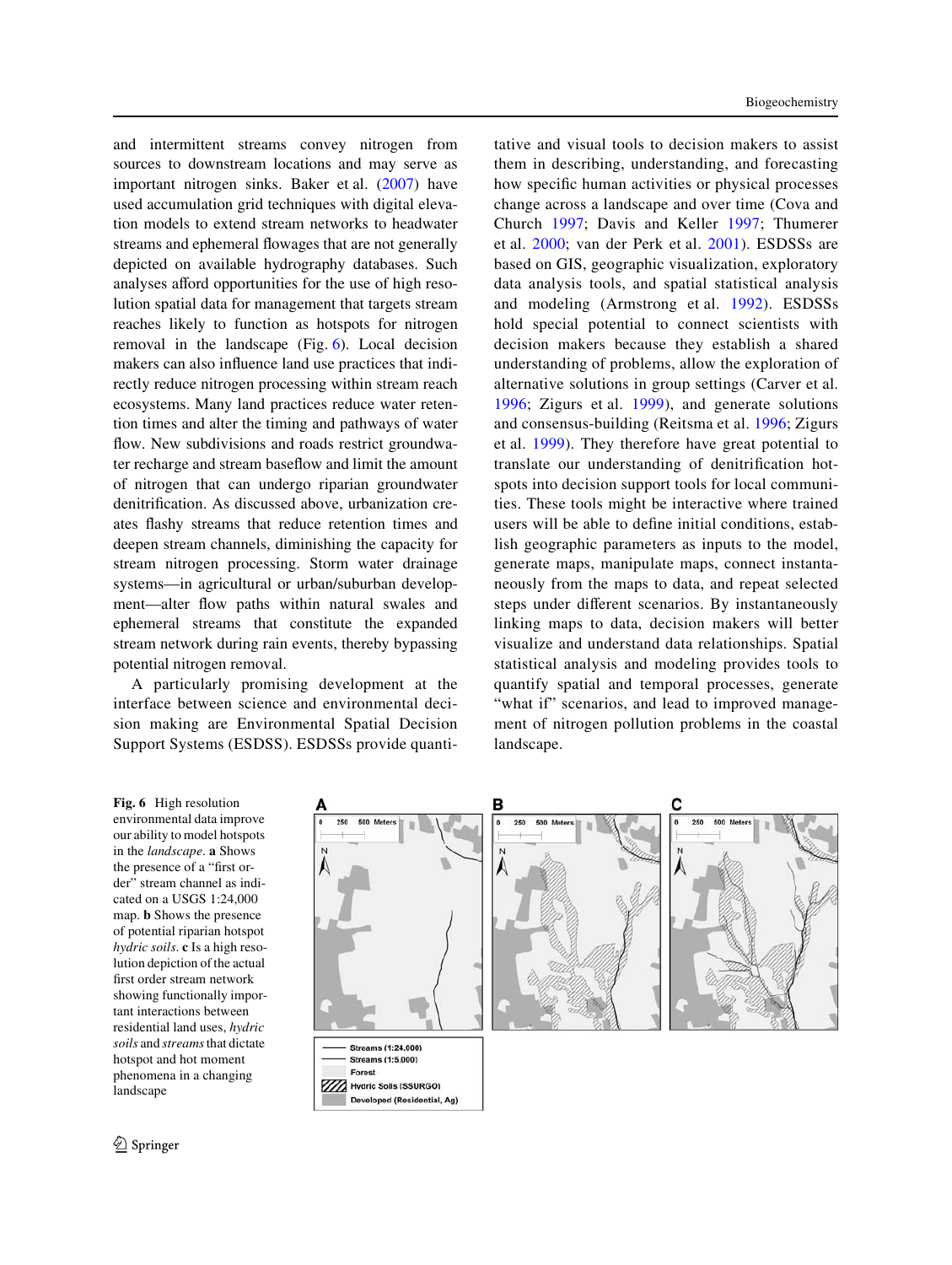and intermittent streams convey nitrogen from sources to downstream locations and may serve as important nitrogen sinks. Baker et al. (2007) have used accumulation grid techniques with digital elevation models to extend stream networks to headwater streams and ephemeral flowages that are not generally depicted on available hydrography databases. Such analyses afford opportunities for the use of high resolution spatial data for management that targets stream reaches likely to function as hotspots for nitrogen removal in the landscape (Fig. 6). Local decision makers can also influence land use practices that indirectly reduce nitrogen processing within stream reach ecosystems. Many land practices reduce water retention times and alter the timing and pathways of water flow. New subdivisions and roads restrict groundwater recharge and stream baseflow and limit the amount of nitrogen that can undergo riparian groundwater denitrification. As discussed above, urbanization creates flashy streams that reduce retention times and deepen stream channels, diminishing the capacity for stream nitrogen processing. Storm water drainage systems—in agricultural or urban/suburban development—alter flow paths within natural swales and ephemeral streams that constitute the expanded stream network during rain events, thereby bypassing potential nitrogen removal.

A particularly promising development at the interface between science and environmental decision making are Environmental Spatial Decision Support Systems (ESDSS). ESDSSs provide quantitative and visual tools to decision makers to assist them in describing, understanding, and forecasting how specific human activities or physical processes change across a landscape and over time (Cova and Church 1997; Davis and Keller 1997; Thumerer et al. 2000; van der Perk et al. 2001). ESDSSs are based on GIS, geographic visualization, exploratory data analysis tools, and spatial statistical analysis and modeling (Armstrong et al. 1992). ESDSSs hold special potential to connect scientists with decision makers because they establish a shared understanding of problems, allow the exploration of alternative solutions in group settings (Carver et al. 1996; Zigurs et al. 1999), and generate solutions and consensus-building (Reitsma et al. 1996; Zigurs et al. 1999). They therefore have great potential to translate our understanding of denitrification hotspots into decision support tools for local communities. These tools might be interactive where trained users will be able to define initial conditions, establish geographic parameters as inputs to the model, generate maps, manipulate maps, connect instantaneously from the maps to data, and repeat selected steps under different scenarios. By instantaneously linking maps to data, decision makers will better visualize and understand data relationships. Spatial statistical analysis and modeling provides tools to quantify spatial and temporal processes, generate "what if" scenarios, and lead to improved management of nitrogen pollution problems in the coastal landscape.

**Fig. 6** High resolution environmental data improve our ability to model hotspots in the *landscape*. **a** Shows the presence of a "first order" stream channel as indicated on a USGS 1:24,000 map. **b** Shows the presence of potential riparian hotspot *hydric soils*. **c** Is a high resolution depiction of the actual first order stream network showing functionally important interactions between residential land uses, *hydric soils* and *streams* that dictate hotspot and hot moment phenomena in a changing landscape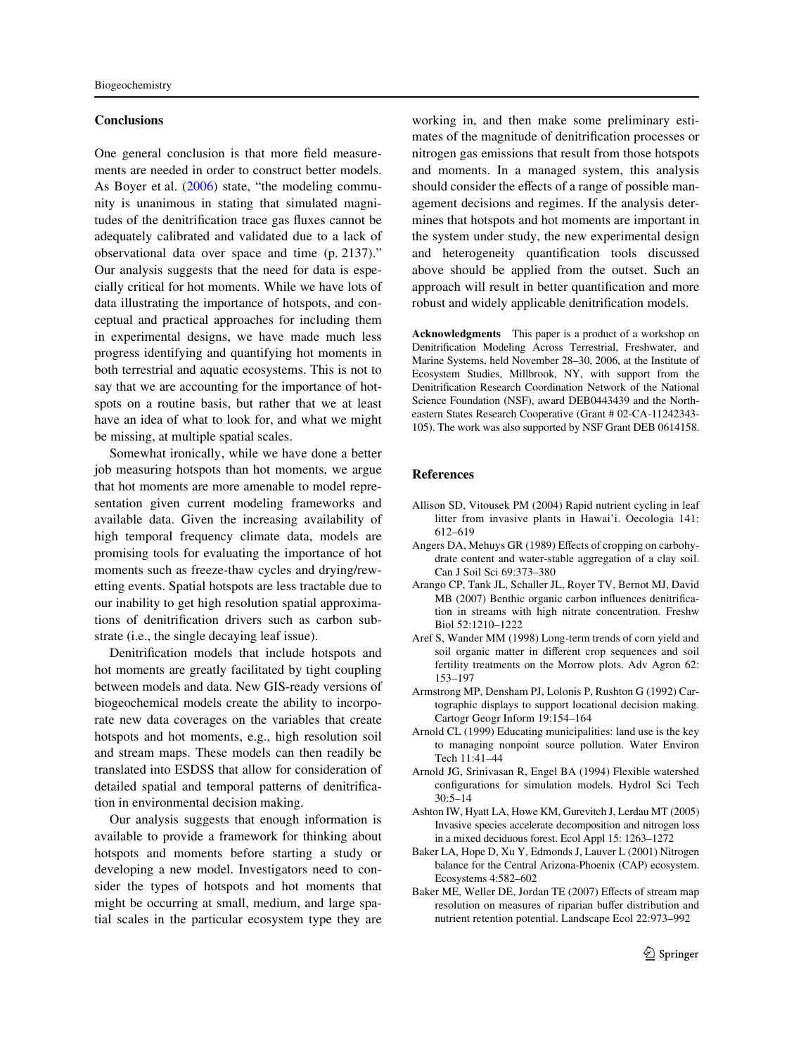## Conclusions

One general conclusion is that more field measurements are needed in order to construct better models. As Boyer et al. (2006) state, "the modeling community is unanimous in stating that simulated magnitudes of the denitrification trace gas fluxes cannot be adequately calibrated and validated due to a lack of observational data over space and time (p. 2137)." Our analysis suggests that the need for data is especially critical for hot moments. While we have lots of data illustrating the importance of hotspots, and conceptual and practical approaches for including them in experimental designs, we have made much less progress identifying and quantifying hot moments in both terrestrial and aquatic ecosystems. This is not to say that we are accounting for the importance of hotspots on a routine basis, but rather that we at least have an idea of what to look for, and what we might be missing, at multiple spatial scales.

Somewhat ironically, while we have done a better job measuring hotspots than hot moments, we argue that hot moments are more amenable to model representation given current modeling frameworks and available data. Given the increasing availability of high temporal frequency climate data, models are promising tools for evaluating the importance of hot moments such as freeze-thaw cycles and drying/rewetting events. Spatial hotspots are less tractable due to our inability to get high resolution spatial approximations of denitrification drivers such as carbon substrate (i.e., the single decaying leaf issue).

Denitrification models that include hotspots and hot moments are greatly facilitated by tight coupling between models and data. New GIS-ready versions of biogeochemical models create the ability to incorporate new data coverages on the variables that create hotspots and hot moments, e.g., high resolution soil and stream maps. These models can then readily be translated into ESDSS that allow for consideration of detailed spatial and temporal patterns of denitrification in environmental decision making.

Our analysis suggests that enough information is available to provide a framework for thinking about hotspots and moments before starting a study or developing a new model. Investigators need to consider the types of hotspots and hot moments that might be occurring at small, medium, and large spatial scales in the particular ecosystem type they are working in, and then make some preliminary estimates of the magnitude of denitrification processes or nitrogen gas emissions that result from those hotspots and moments. In a managed system, this analysis should consider the effects of a range of possible management decisions and regimes. If the analysis determines that hotspots and hot moments are important in the system under study, the new experimental design and heterogeneity quantification tools discussed above should be applied from the outset. Such an approach will result in better quantification and more robust and widely applicable denitrification models.

**Acknowledgments** This paper is a product of a workshop on Denitrification Modeling Across Terrestrial, Freshwater, and Marine Systems, held November 28–30, 2006, at the Institute of Ecosystem Studies, Millbrook, NY, with support from the Denitrification Research Coordination Network of the National Science Foundation (NSF), award DEB0443439 and the Northeastern States Research Cooperative (Grant # 02-CA-11242343-105). The work was also supported by NSF Grant DEB 0614158.

## References

Allison SD, Vitousek PM (2004) Rapid nutrient cycling in leaf litter from invasive plants in Hawai'i. Oecologia 141: 612–619

Angers DA, Mehuys GR (1989) Effects of cropping on carbohydrate content and water-stable aggregation of a clay soil. Can J Soil Sci 69:373–380

Arango CP, Tank JL, Schaller JL, Royer TV, Bernot MJ, David MB (2007) Benthic organic carbon influences denitrification in streams with high nitrate concentration. Freshw Biol 52:1210–1222

Aref S, Wander MM (1998) Long-term trends of corn yield and soil organic matter in different crop sequences and soil fertility treatments on the Morrow plots. Adv Agron 62: 153–197

Armstrong MP, Densham PJ, Lolonis P, Rushton G (1992) Cartographic displays to support locational decision making. Cartogr Geogr Inform 19:154–164

Arnold CL (1999) Educating municipalities: land use is the key to managing nonpoint source pollution. Water Environ Tech 11:41–44

Arnold JG, Srinivasan R, Engel BA (1994) Flexible watershed configurations for simulation models. Hydrol Sci Tech 30:5–14

Ashton IW, Hyatt LA, Howe KM, Gurevitch J, Lerdau MT (2005) Invasive species accelerate decomposition and nitrogen loss in a mixed deciduous forest. Ecol Appl 15: 1263–1272

Baker LA, Hope D, Xu Y, Edmonds J, Lauver L (2001) Nitrogen balance for the Central Arizona-Phoenix (CAP) ecosystem. Ecosystems 4:582–602

Baker ME, Weller DE, Jordan TE (2007) Effects of stream map resolution on measures of riparian buffer distribution and nutrient retention potential. Landscape Ecol 22:973–992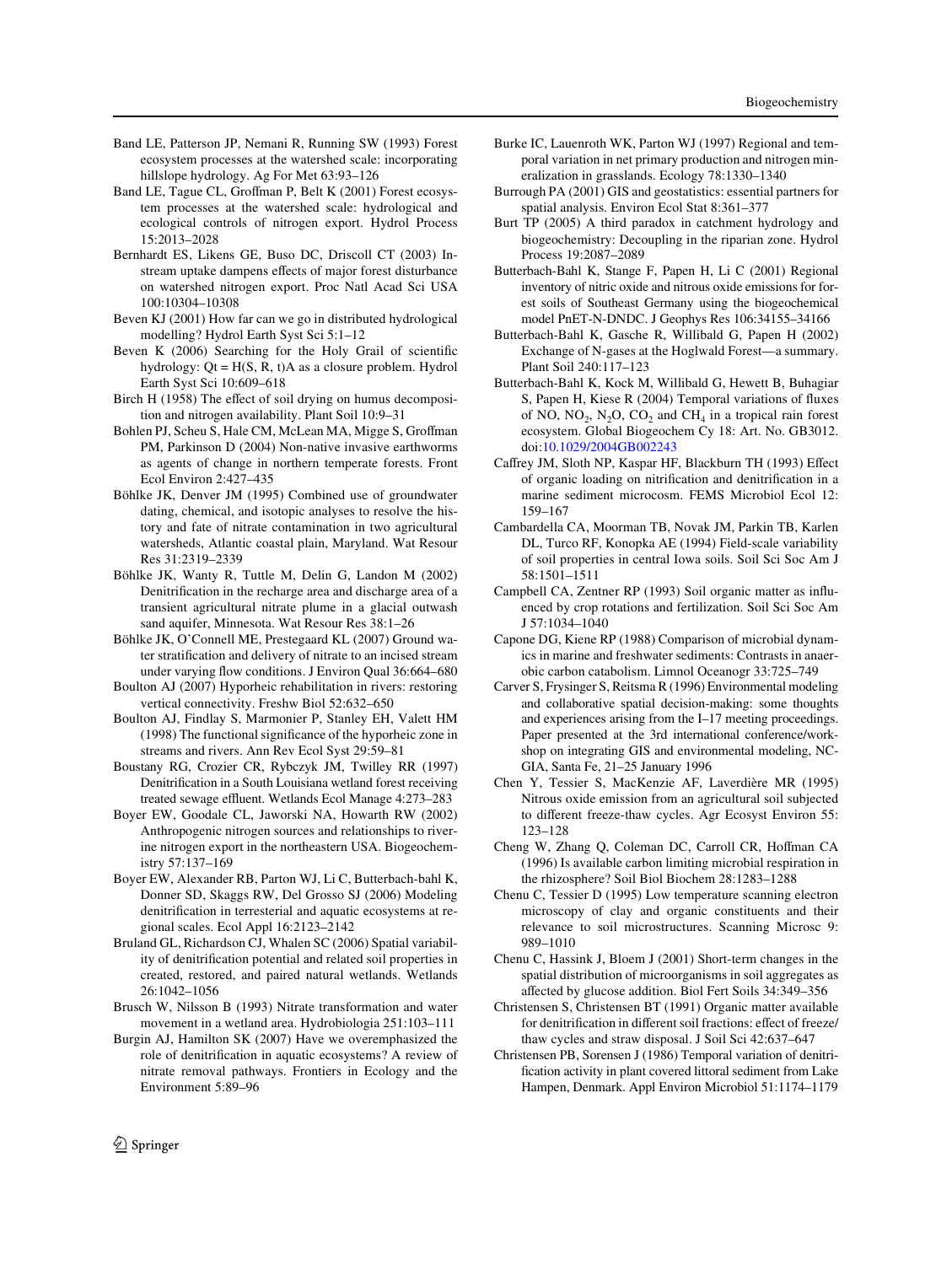Band LE, Patterson JP, Nemani R, Running SW (1993) Forest ecosystem processes at the watershed scale: incorporating hillslope hydrology. Ag For Met 63:93–126

Band LE, Tague CL, Groffman P, Belt K (2001) Forest ecosystem processes at the watershed scale: hydrological and ecological controls of nitrogen export. Hydrol Process 15:2013–2028

Bernhardt ES, Likens GE, Buso DC, Driscoll CT (2003) In-stream uptake dampens effects of major forest disturbance on watershed nitrogen export. Proc Natl Acad Sci USA 100:10304–10308

Beven KJ (2001) How far can we go in distributed hydrological modelling? Hydrol Earth Syst Sci 5:1–12

Beven K (2006) Searching for the Holy Grail of scientific hydrology: Qt = H(S, R, t)A as a closure problem. Hydrol Earth Syst Sci 10:609–618

Birch H (1958) The effect of soil drying on humus decomposition and nitrogen availability. Plant Soil 10:9–31

Bohlen PJ, Scheu S, Hale CM, McLean MA, Migge S, Groffman PM, Parkinson D (2004) Non-native invasive earthworms as agents of change in northern temperate forests. Front Ecol Environ 2:427–435

Böhlke JK, Denver JM (1995) Combined use of groundwater dating, chemical, and isotopic analyses to resolve the history and fate of nitrate contamination in two agricultural watersheds, Atlantic coastal plain, Maryland. Wat Resour Res 31:2319–2339

Böhlke JK, Wanty R, Tuttle M, Delin G, Landon M (2002) Denitrification in the recharge area and discharge area of a transient agricultural nitrate plume in a glacial outwash sand aquifer, Minnesota. Wat Resour Res 38:1–26

Böhlke JK, O'Connell ME, Prestegaard KL (2007) Ground water stratification and delivery of nitrate to an incised stream under varying flow conditions. J Environ Qual 36:664–680

Boulton AJ (2007) Hyporheic rehabilitation in rivers: restoring vertical connectivity. Freshw Biol 52:632–650

Boulton AJ, Findlay S, Marmonier P, Stanley EH, Valett HM (1998) The functional significance of the hyporheic zone in streams and rivers. Ann Rev Ecol Syst 29:59–81

Boustany RG, Crozier CR, Rybczyk JM, Twilley RR (1997) Denitrification in a South Louisiana wetland forest receiving treated sewage effluent. Wetlands Ecol Manage 4:273–283

Boyer EW, Goodale CL, Jaworski NA, Howarth RW (2002) Anthropogenic nitrogen sources and relationships to riverine nitrogen export in the northeastern USA. Biogeochemistry 57:137–169

Boyer EW, Alexander RB, Parton WJ, Li C, Butterbach-bahl K, Donner SD, Skaggs RW, Del Grosso SJ (2006) Modeling denitrification in terresterial and aquatic ecosystems at regional scales. Ecol Appl 16:2123–2142

Bruland GL, Richardson CJ, Whalen SC (2006) Spatial variability of denitrification potential and related soil properties in created, restored, and paired natural wetlands. Wetlands 26:1042–1056

Brusch W, Nilsson B (1993) Nitrate transformation and water movement in a wetland area. Hydrobiologia 251:103–111

Burgin AJ, Hamilton SK (2007) Have we overemphasized the role of denitrification in aquatic ecosystems? A review of nitrate removal pathways. Frontiers in Ecology and the Environment 5:89–96

Burke IC, Lauenroth WK, Parton WJ (1997) Regional and temporal variation in net primary production and nitrogen mineralization in grasslands. Ecology 78:1330–1340

Burrough PA (2001) GIS and geostatistics: essential partners for spatial analysis. Environ Ecol Stat 8:361–377

Burt TP (2005) A third paradox in catchment hydrology and biogeochemistry: Decoupling in the riparian zone. Hydrol Process 19:2087–2089

Butterbach-Bahl K, Stange F, Papen H, Li C (2001) Regional inventory of nitric oxide and nitrous oxide emissions for forest soils of Southeast Germany using the biogeochemical model PnET-N-DNDC. J Geophys Res 106:34155–34166

Butterbach-Bahl K, Gasche R, Willibald G, Papen H (2002) Exchange of N-gases at the Hoglwald Forest—a summary. Plant Soil 240:117–123

Butterbach-Bahl K, Kock M, Willibald G, Hewett B, Buhagiar S, Papen H, Kiese R (2004) Temporal variations of fluxes of NO, $NO_2$, $N_2O$, $CO_2$ and $CH_4$ in a tropical rain forest ecosystem. Global Biogeochem Cy 18: Art. No. GB3012. doi:10.1029/2004GB002243

Caffrey JM, Sloth NP, Kaspar HF, Blackburn TH (1993) Effect of organic loading on nitrification and denitrification in a marine sediment microcosm. FEMS Microbiol Ecol 12: 159–167

Cambardella CA, Moorman TB, Novak JM, Parkin TB, Karlen DL, Turco RF, Konopka AE (1994) Field-scale variability of soil properties in central Iowa soils. Soil Sci Soc Am J 58:1501–1511

Campbell CA, Zentner RP (1993) Soil organic matter as influenced by crop rotations and fertilization. Soil Sci Soc Am J 57:1034–1040

Capone DG, Kiene RP (1988) Comparison of microbial dynamics in marine and freshwater sediments: Contrasts in anaerobic carbon catabolism. Limnol Oceanogr 33:725–749

Carver S, Frysinger S, Reitsma R (1996) Environmental modeling and collaborative spatial decision-making: some thoughts and experiences arising from the I–17 meeting proceedings. Paper presented at the 3rd international conference/workshop on integrating GIS and environmental modeling, NCGIA, Santa Fe, 21–25 January 1996

Chen Y, Tessier S, MacKenzie AF, Laverdière MR (1995) Nitrous oxide emission from an agricultural soil subjected to different freeze-thaw cycles. Agr Ecosyst Environ 55: 123–128

Cheng W, Zhang Q, Coleman DC, Carroll CR, Hoffman CA (1996) Is available carbon limiting microbial respiration in the rhizosphere? Soil Biol Biochem 28:1283–1288

Chenu C, Tessier D (1995) Low temperature scanning electron microscopy of clay and organic constituents and their relevance to soil microstructures. Scanning Microsc 9: 989–1010

Chenu C, Hassink J, Bloem J (2001) Short-term changes in the spatial distribution of microorganisms in soil aggregates as affected by glucose addition. Biol Fert Soils 34:349–356

Christensen S, Christensen BT (1991) Organic matter available for denitrification in different soil fractions: effect of freeze/thaw cycles and straw disposal. J Soil Sci 42:637–647

Christensen PB, Sorensen J (1986) Temporal variation of denitrification activity in plant covered littoral sediment from Lake Hampen, Denmark. Appl Environ Microbiol 51:1174–1179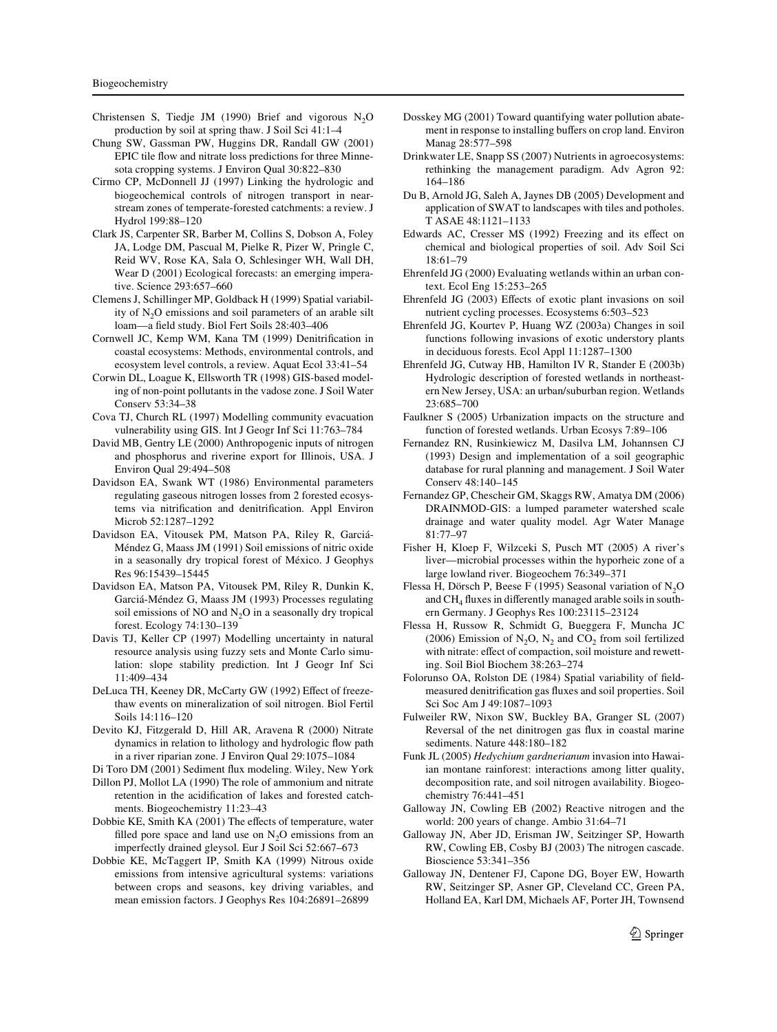Christensen S, Tiedje JM (1990) Brief and vigorous $N_2O$ production by soil at spring thaw. J Soil Sci 41:1–4

Chung SW, Gassman PW, Huggins DR, Randall GW (2001) EPIC tile flow and nitrate loss predictions for three Minnesota cropping systems. J Environ Qual 30:822–830

Cirmo CP, McDonnell JJ (1997) Linking the hydrologic and biogeochemical controls of nitrogen transport in near-stream zones of temperate-forested catchments: a review. J Hydrol 199:88–120

Clark JS, Carpenter SR, Barber M, Collins S, Dobson A, Foley JA, Lodge DM, Pascual M, Pielke R, Pizer W, Pringle C, Reid WV, Rose KA, Sala O, Schlesinger WH, Wall DH, Wear D (2001) Ecological forecasts: an emerging imperative. Science 293:657–660

Clemens J, Schillinger MP, Goldback H (1999) Spatial variability of $N_2O$ emissions and soil parameters of an arable silt loam—a field study. Biol Fert Soils 28:403–406

Cornwell JC, Kemp WM, Kana TM (1999) Denitrification in coastal ecosystems: Methods, environmental controls, and ecosystem level controls, a review. Aquat Ecol 33:41–54

Corwin DL, Loague K, Ellsworth TR (1998) GIS-based modeling of non-point pollutants in the vadose zone. J Soil Water Conserv 53:34–38

Cova TJ, Church RL (1997) Modelling community evacuation vulnerability using GIS. Int J Geogr Inf Sci 11:763–784

David MB, Gentry LE (2000) Anthropogenic inputs of nitrogen and phosphorus and riverine export for Illinois, USA. J Environ Qual 29:494–508

Davidson EA, Swank WT (1986) Environmental parameters regulating gaseous nitrogen losses from 2 forested ecosystems via nitrification and denitrification. Appl Environ Microb 52:1287–1292

Davidson EA, Vitousek PM, Matson PA, Riley R, Garciá-Méndez G, Maass JM (1991) Soil emissions of nitric oxide in a seasonally dry tropical forest of México. J Geophys Res 96:15439–15445

Davidson EA, Matson PA, Vitousek PM, Riley R, Dunkin K, Garciá-Méndez G, Maass JM (1993) Processes regulating soil emissions of NO and $N_2O$ in a seasonally dry tropical forest. Ecology 74:130–139

Davis TJ, Keller CP (1997) Modelling uncertainty in natural resource analysis using fuzzy sets and Monte Carlo simulation: slope stability prediction. Int J Geogr Inf Sci 11:409–434

DeLuca TH, Keeney DR, McCarty GW (1992) Effect of freeze-thaw events on mineralization of soil nitrogen. Biol Fertil Soils 14:116–120

Devito KJ, Fitzgerald D, Hill AR, Aravena R (2000) Nitrate dynamics in relation to lithology and hydrologic flow path in a river riparian zone. J Environ Qual 29:1075–1084

Di Toro DM (2001) Sediment flux modeling. Wiley, New York

Dillon PJ, Mollot LA (1990) The role of ammonium and nitrate retention in the acidification of lakes and forested catchments. Biogeochemistry 11:23–43

Dobbie KE, Smith KA (2001) The effects of temperature, water filled pore space and land use on $N_2O$ emissions from an imperfectly drained gleysol. Eur J Soil Sci 52:667–673

Dobbie KE, McTaggert IP, Smith KA (1999) Nitrous oxide emissions from intensive agricultural systems: variations between crops and seasons, key driving variables, and mean emission factors. J Geophys Res 104:26891–26899

Dosskey MG (2001) Toward quantifying water pollution abatement in response to installing buffers on crop land. Environ Manag 28:577–598

Drinkwater LE, Snapp SS (2007) Nutrients in agroecosystems: rethinking the management paradigm. Adv Agron 92: 164–186

Du B, Arnold JG, Saleh A, Jaynes DB (2005) Development and application of SWAT to landscapes with tiles and potholes. T ASAE 48:1121–1133

Edwards AC, Cresser MS (1992) Freezing and its effect on chemical and biological properties of soil. Adv Soil Sci 18:61–79

Ehrenfeld JG (2000) Evaluating wetlands within an urban context. Ecol Eng 15:253–265

Ehrenfeld JG (2003) Effects of exotic plant invasions on soil nutrient cycling processes. Ecosystems 6:503–523

Ehrenfeld JG, Kourtev P, Huang WZ (2003a) Changes in soil functions following invasions of exotic understory plants in deciduous forests. Ecol Appl 11:1287–1300

Ehrenfeld JG, Cutway HB, Hamilton IV R, Stander E (2003b) Hydrologic description of forested wetlands in northeastern New Jersey, USA: an urban/suburban region. Wetlands 23:685–700

Faulkner S (2005) Urbanization impacts on the structure and function of forested wetlands. Urban Ecosys 7:89–106

Fernandez RN, Rusinkiewicz M, Dasilva LM, Johannsen CJ (1993) Design and implementation of a soil geographic database for rural planning and management. J Soil Water Conserv 48:140–145

Fernandez GP, Chescheir GM, Skaggs RW, Amatya DM (2006) DRAINMOD-GIS: a lumped parameter watershed scale drainage and water quality model. Agr Water Manage 81:77–97

Fisher H, Kloep F, Wilzceki S, Pusch MT (2005) A river's liver—microbial processes within the hyporheic zone of a large lowland river. Biogeochem 76:349–371

Flessa H, Dörsch P, Beese F (1995) Seasonal variation of $N_2O$ and $CH_4$ fluxes in differently managed arable soils in southern Germany. J Geophys Res 100:23115–23124

Flessa H, Russow R, Schmidt G, Bueggera F, Muncha JC (2006) Emission of $N_2O$, $N_2$ and $CO_2$ from soil fertilized with nitrate: effect of compaction, soil moisture and rewetting. Soil Biol Biochem 38:263–274

Folorunso OA, Rolston DE (1984) Spatial variability of field-measured denitrification gas fluxes and soil properties. Soil Sci Soc Am J 49:1087–1093

Fulweiler RW, Nixon SW, Buckley BA, Granger SL (2007) Reversal of the net dinitrogen gas flux in coastal marine sediments. Nature 448:180–182

Funk JL (2005) *Hedychium gardnerianum* invasion into Hawaiian montane rainforest: interactions among litter quality, decomposition rate, and soil nitrogen availability. Biogeochemistry 76:441–451

Galloway JN, Cowling EB (2002) Reactive nitrogen and the world: 200 years of change. Ambio 31:64–71

Galloway JN, Aber JD, Erisman JW, Seitzinger SP, Howarth RW, Cowling EB, Cosby BJ (2003) The nitrogen cascade. Bioscience 53:341–356

Galloway JN, Dentener FJ, Capone DG, Boyer EW, Howarth RW, Seitzinger SP, Asner GP, Cleveland CC, Green PA, Holland EA, Karl DM, Michaels AF, Porter JH, Townsend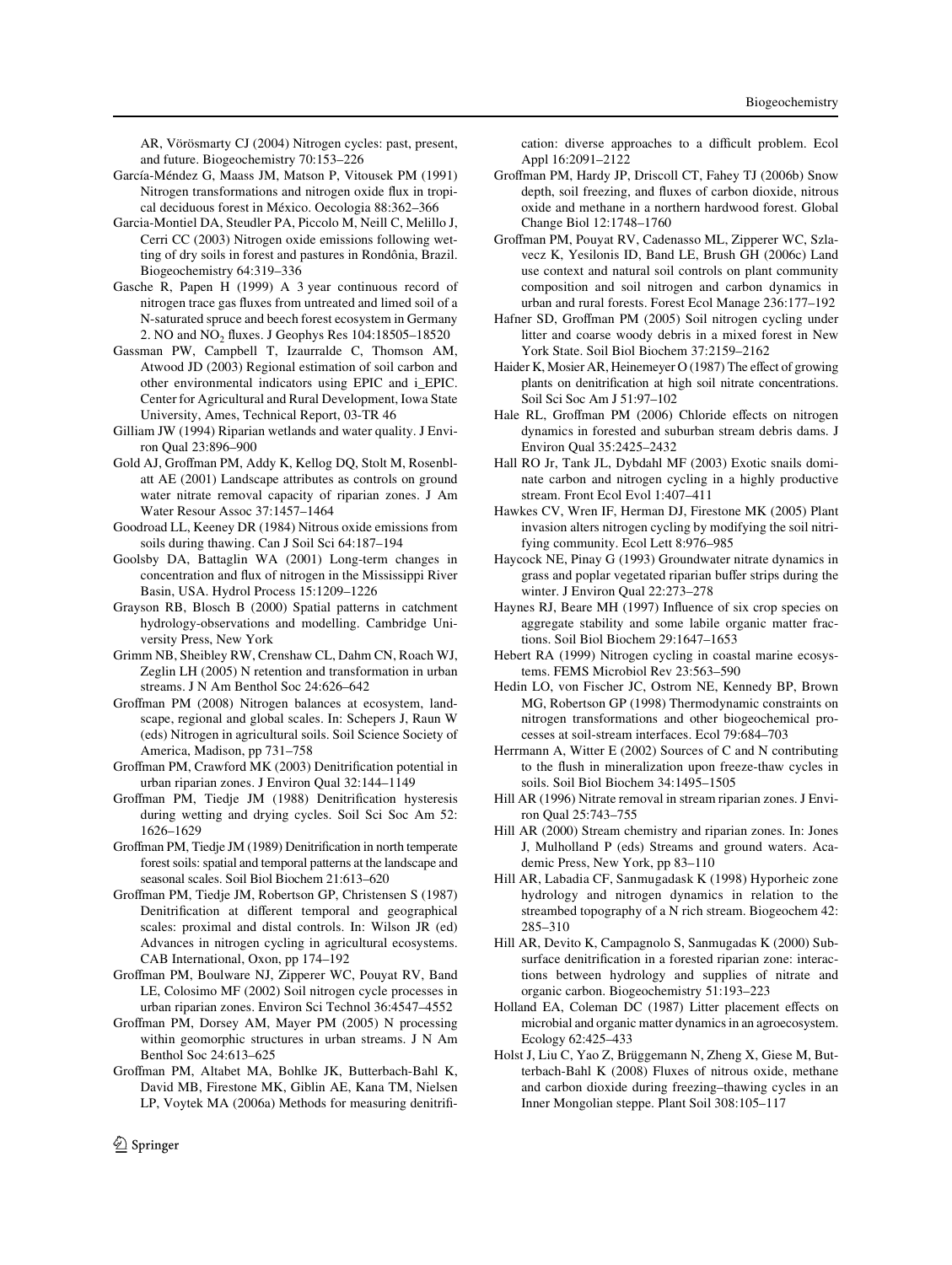AR, Vörösmarty CJ (2004) Nitrogen cycles: past, present, and future. Biogeochemistry 70:153–226

García-Méndez G, Maass JM, Matson P, Vitousek PM (1991) Nitrogen transformations and nitrogen oxide flux in tropical deciduous forest in México. Oecologia 88:362–366

Garcia-Montiel DA, Steudler PA, Piccolo M, Neill C, Melillo J, Cerri CC (2003) Nitrogen oxide emissions following wetting of dry soils in forest and pastures in Rondônia, Brazil. Biogeochemistry 64:319–336

Gasche R, Papen H (1999) A 3 year continuous record of nitrogen trace gas fluxes from untreated and limed soil of a N-saturated spruce and beech forest ecosystem in Germany 2. NO and $NO_2$ fluxes. J Geophys Res 104:18505–18520

Gassman PW, Campbell T, Izaurralde C, Thomson AM, Atwood JD (2003) Regional estimation of soil carbon and other environmental indicators using EPIC and i_EPIC. Center for Agricultural and Rural Development, Iowa State University, Ames, Technical Report, 03-TR 46

Gilliam JW (1994) Riparian wetlands and water quality. J Environ Qual 23:896–900

Gold AJ, Groffman PM, Addy K, Kellog DQ, Stolt M, Rosenblatt AE (2001) Landscape attributes as controls on ground water nitrate removal capacity of riparian zones. J Am Water Resour Assoc 37:1457–1464

Goodroad LL, Keeney DR (1984) Nitrous oxide emissions from soils during thawing. Can J Soil Sci 64:187–194

Goolsby DA, Battaglin WA (2001) Long-term changes in concentration and flux of nitrogen in the Mississippi River Basin, USA. Hydrol Process 15:1209–1226

Grayson RB, Blosch B (2000) Spatial patterns in catchment hydrology-observations and modelling. Cambridge University Press, New York

Grimm NB, Sheibley RW, Crenshaw CL, Dahm CN, Roach WJ, Zeglin LH (2005) N retention and transformation in urban streams. J N Am Benthol Soc 24:626–642

Groffman PM (2008) Nitrogen balances at ecosystem, landscape, regional and global scales. In: Schepers J, Raun W (eds) Nitrogen in agricultural soils. Soil Science Society of America, Madison, pp 731–758

Groffman PM, Crawford MK (2003) Denitrification potential in urban riparian zones. J Environ Qual 32:144–1149

Groffman PM, Tiedje JM (1988) Denitrification hysteresis during wetting and drying cycles. Soil Sci Soc Am 52: 1626–1629

Groffman PM, Tiedje JM (1989) Denitrification in north temperate forest soils: spatial and temporal patterns at the landscape and seasonal scales. Soil Biol Biochem 21:613–620

Groffman PM, Tiedje JM, Robertson GP, Christensen S (1987) Denitrification at different temporal and geographical scales: proximal and distal controls. In: Wilson JR (ed) Advances in nitrogen cycling in agricultural ecosystems. CAB International, Oxon, pp 174–192

Groffman PM, Boulware NJ, Zipperer WC, Pouyat RV, Band LE, Colosimo MF (2002) Soil nitrogen cycle processes in urban riparian zones. Environ Sci Technol 36:4547–4552

Groffman PM, Dorsey AM, Mayer PM (2005) N processing within geomorphic structures in urban streams. J N Am Benthol Soc 24:613–625

Groffman PM, Altabet MA, Bohlke JK, Butterbach-Bahl K, David MB, Firestone MK, Giblin AE, Kana TM, Nielsen LP, Voytek MA (2006a) Methods for measuring denitrification: diverse approaches to a difficult problem. Ecol Appl 16:2091–2122

Groffman PM, Hardy JP, Driscoll CT, Fahey TJ (2006b) Snow depth, soil freezing, and fluxes of carbon dioxide, nitrous oxide and methane in a northern hardwood forest. Global Change Biol 12:1748–1760

Groffman PM, Pouyat RV, Cadenasso ML, Zipperer WC, Szlavecz K, Yesilonis ID, Band LE, Brush GH (2006c) Land use context and natural soil controls on plant community composition and soil nitrogen and carbon dynamics in urban and rural forests. Forest Ecol Manage 236:177–192

Hafner SD, Groffman PM (2005) Soil nitrogen cycling under litter and coarse woody debris in a mixed forest in New York State. Soil Biol Biochem 37:2159–2162

Haider K, Mosier AR, Heinemeyer O (1987) The effect of growing plants on denitrification at high soil nitrate concentrations. Soil Sci Soc Am J 51:97–102

Hale RL, Groffman PM (2006) Chloride effects on nitrogen dynamics in forested and suburban stream debris dams. J Environ Qual 35:2425–2432

Hall RO Jr, Tank JL, Dybdahl MF (2003) Exotic snails dominate carbon and nitrogen cycling in a highly productive stream. Front Ecol Evol 1:407–411

Hawkes CV, Wren IF, Herman DJ, Firestone MK (2005) Plant invasion alters nitrogen cycling by modifying the soil nitrifying community. Ecol Lett 8:976–985

Haycock NE, Pinay G (1993) Groundwater nitrate dynamics in grass and poplar vegetated riparian buffer strips during the winter. J Environ Qual 22:273–278

Haynes RJ, Beare MH (1997) Influence of six crop species on aggregate stability and some labile organic matter fractions. Soil Biol Biochem 29:1647–1653

Hebert RA (1999) Nitrogen cycling in coastal marine ecosystems. FEMS Microbiol Rev 23:563–590

Hedin LO, von Fischer JC, Ostrom NE, Kennedy BP, Brown MG, Robertson GP (1998) Thermodynamic constraints on nitrogen transformations and other biogeochemical processes at soil-stream interfaces. Ecol 79:684–703

Herrmann A, Witter E (2002) Sources of C and N contributing to the flush in mineralization upon freeze-thaw cycles in soils. Soil Biol Biochem 34:1495–1505

Hill AR (1996) Nitrate removal in stream riparian zones. J Environ Qual 25:743–755

Hill AR (2000) Stream chemistry and riparian zones. In: Jones J, Mulholland P (eds) Streams and ground waters. Academic Press, New York, pp 83–110

Hill AR, Labadia CF, Sanmugadask K (1998) Hyporheic zone hydrology and nitrogen dynamics in relation to the streambed topography of a N rich stream. Biogeochem 42: 285–310

Hill AR, Devito K, Campagnolo S, Sanmugadas K (2000) Subsurface denitrification in a forested riparian zone: interactions between hydrology and supplies of nitrate and organic carbon. Biogeochemistry 51:193–223

Holland EA, Coleman DC (1987) Litter placement effects on microbial and organic matter dynamics in an agroecosystem. Ecology 62:425–433

Holst J, Liu C, Yao Z, Brüggemann N, Zheng X, Giese M, Butterbach-Bahl K (2008) Fluxes of nitrous oxide, methane and carbon dioxide during freezing–thawing cycles in an Inner Mongolian steppe. Plant Soil 308:105–117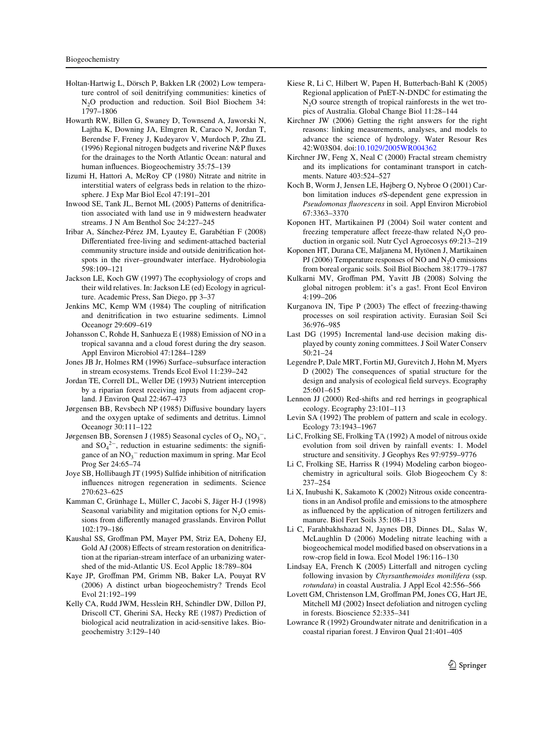Holtan-Hartwig L, Dörsch P, Bakken LR (2002) Low temperature control of soil denitrifying communities: kinetics of $N_2O$ production and reduction. Soil Biol Biochem 34: 1797–1806

Howarth RW, Billen G, Swaney D, Townsend A, Jaworski N, Lajtha K, Downing JA, Elmgren R, Caraco N, Jordan T, Berendse F, Freney J, Kudeyarov V, Murdoch P, Zhu ZL (1996) Regional nitrogen budgets and riverine N&P fluxes for the drainages to the North Atlantic Ocean: natural and human influences. Biogeochemistry 35:75–139

Iizumi H, Hattori A, McRoy CP (1980) Nitrate and nitrite in interstitial waters of eelgrass beds in relation to the rhizosphere. J Exp Mar Biol Ecol 47:191–201

Inwood SE, Tank JL, Bernot ML (2005) Patterns of denitrification associated with land use in 9 midwestern headwater streams. J N Am Benthol Soc 24:227–245

Iribar A, Sánchez-Pérez JM, Lyautey E, Garabétian F (2008) Differentiated free-living and sediment-attached bacterial community structure inside and outside denitrification hotspots in the river–groundwater interface. Hydrobiologia 598:109–121

Jackson LE, Koch GW (1997) The ecophysiology of crops and their wild relatives. In: Jackson LE (ed) Ecology in agriculture. Academic Press, San Diego, pp 3–37

Jenkins MC, Kemp WM (1984) The coupling of nitrification and denitrification in two estuarine sediments. Limnol Oceanogr 29:609–619

Johansson C, Rohde H, Sanhueza E (1988) Emission of NO in a tropical savanna and a cloud forest during the dry season. Appl Environ Microbiol 47:1284–1289

Jones JB Jr, Holmes RM (1996) Surface–subsurface interaction in stream ecosystems. Trends Ecol Evol 11:239–242

Jordan TE, Correll DL, Weller DE (1993) Nutrient interception by a riparian forest receiving inputs from adjacent cropland. J Environ Qual 22:467–473

Jørgensen BB, Revsbech NP (1985) Diffusive boundary layers and the oxygen uptake of sediments and detritus. Limnol Oceanogr 30:111–122

Jørgensen BB, Sorensen J (1985) Seasonal cycles of $O_2$, $NO_3^-$, and $SO_4^{2-}$, reduction in estuarine sediments: the significance of an $NO_3^-$ reduction maximum in spring. Mar Ecol Prog Ser 24:65–74

Joye SB, Hollibaugh JT (1995) Sulfide inhibition of nitrification influences nitrogen regeneration in sediments. Science 270:623–625

Kamman C, Grünhage L, Müller C, Jacobi S, Jäger H-J (1998) Seasonal variability and migitation options for $N_2O$ emissions from differently managed grasslands. Environ Pollut 102:179–186

Kaushal SS, Groffman PM, Mayer PM, Striz EA, Doheny EJ, Gold AJ (2008) Effects of stream restoration on denitrification at the riparian-stream interface of an urbanizing watershed of the mid-Atlantic US. Ecol Applic 18:789–804

Kaye JP, Groffman PM, Grimm NB, Baker LA, Pouyat RV (2006) A distinct urban biogeochemistry? Trends Ecol Evol 21:192–199

Kelly CA, Rudd JWM, Hesslein RH, Schindler DW, Dillon PJ, Driscoll CT, Gherini SA, Hecky RE (1987) Prediction of biological acid neutralization in acid-sensitive lakes. Biogeochemistry 3:129–140

Kiese R, Li C, Hilbert W, Papen H, Butterbach-Bahl K (2005) Regional application of PnET-N-DNDC for estimating the $N_2O$ source strength of tropical rainforests in the wet tropics of Australia. Global Change Biol 11:28–144

Kirchner JW (2006) Getting the right answers for the right reasons: linking measurements, analyses, and models to advance the science of hydrology. Water Resour Res 42:W03S04. doi:10.1029/2005WR004362

Kirchner JW, Feng X, Neal C (2000) Fractal stream chemistry and its implications for contaminant transport in catchments. Nature 403:524–527

Koch B, Worm J, Jensen LE, Højberg O, Nybroe O (2001) Carbon limitation induces $\sigma$S-dependent gene expression in *Pseudomonas fluorescens* in soil. Appl Environ Microbiol 67:3363–3370

Koponen HT, Martikainen PJ (2004) Soil water content and freezing temperature affect freeze-thaw related $N_2O$ production in organic soil. Nutr Cycl Agroecosys 69:213–219

Koponen HT, Durana CE, Maljanena M, Hytönen J, Martikainen PJ (2006) Temperature responses of NO and $N_2O$ emissions from boreal organic soils. Soil Biol Biochem 38:1779–1787

Kulkarni MV, Groffman PM, Yavitt JB (2008) Solving the global nitrogen problem: it's a gas!. Front Ecol Environ 4:199–206

Kurganova IN, Tipe P (2003) The effect of freezing-thawing processes on soil respiration activity. Eurasian Soil Sci 36:976–985

Last DG (1995) Incremental land-use decision making displayed by county zoning committees. J Soil Water Conserv 50:21–24

Legendre P, Dale MRT, Fortin MJ, Gurevitch J, Hohn M, Myers D (2002) The consequences of spatial structure for the design and analysis of ecological field surveys. Ecography 25:601–615

Lennon JJ (2000) Red-shifts and red herrings in geographical ecology. Ecography 23:101–113

Levin SA (1992) The problem of pattern and scale in ecology. Ecology 73:1943–1967

Li C, Frolking SE, Frolking TA (1992) A model of nitrous oxide evolution from soil driven by rainfall events: 1. Model structure and sensitivity. J Geophys Res 97:9759–9776

Li C, Frolking SE, Harriss R (1994) Modeling carbon biogeochemistry in agricultural soils. Glob Biogeochem Cy 8: 237–254

Li X, Inubushi K, Sakamoto K (2002) Nitrous oxide concentrations in an Andisol profile and emissions to the atmosphere as influenced by the application of nitrogen fertilizers and manure. Biol Fert Soils 35:108–113

Li C, Farahbakhshazad N, Jaynes DB, Dinnes DL, Salas W, McLaughlin D (2006) Modeling nitrate leaching with a biogeochemical model modified based on observations in a row-crop field in Iowa. Ecol Model 196:116–130

Lindsay EA, French K (2005) Litterfall and nitrogen cycling following invasion by *Chyrsanthemoides monilifera* (ssp. *rotundata*) in coastal Australia. J Appl Ecol 42:556–566

Lovett GM, Christenson LM, Groffman PM, Jones CG, Hart JE, Mitchell MJ (2002) Insect defoliation and nitrogen cycling in forests. Bioscience 52:335–341

Lowrance R (1992) Groundwater nitrate and denitrification in a coastal riparian forest. J Environ Qual 21:401–405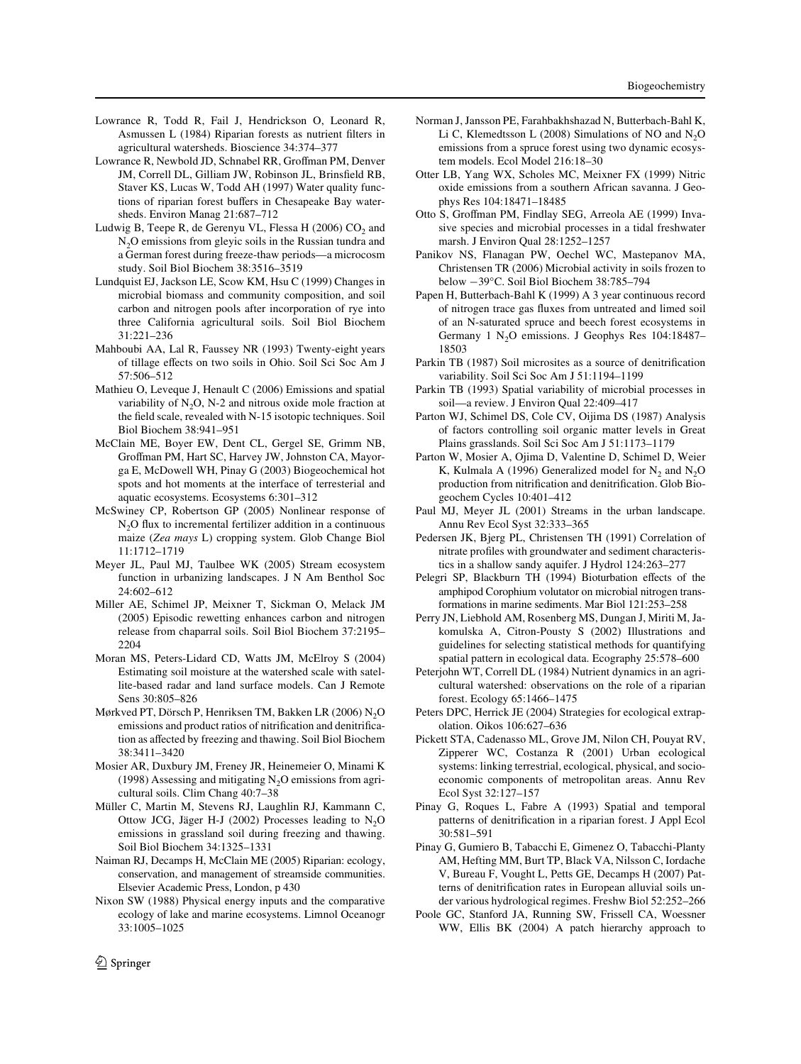Lowrance R, Todd R, Fail J, Hendrickson O, Leonard R, Asmussen L (1984) Riparian forests as nutrient filters in agricultural watersheds. Bioscience 34:374–377

Lowrance R, Newbold JD, Schnabel RR, Groffman PM, Denver JM, Correll DL, Gilliam JW, Robinson JL, Brinsfield RB, Staver KS, Lucas W, Todd AH (1997) Water quality functions of riparian forest buffers in Chesapeake Bay watersheds. Environ Manag 21:687–712

Ludwig B, Teepe R, de Gerenyu VL, Flessa H (2006) $CO_2$ and $N_2O$ emissions from gleyic soils in the Russian tundra and a German forest during freeze-thaw periods—a microcosm study. Soil Biol Biochem 38:3516–3519

Lundquist EJ, Jackson LE, Scow KM, Hsu C (1999) Changes in microbial biomass and community composition, and soil carbon and nitrogen pools after incorporation of rye into three California agricultural soils. Soil Biol Biochem 31:221–236

Mahboubi AA, Lal R, Faussey NR (1993) Twenty-eight years of tillage effects on two soils in Ohio. Soil Sci Soc Am J 57:506–512

Mathieu O, Leveque J, Henault C (2006) Emissions and spatial variability of $N_2O$, N-2 and nitrous oxide mole fraction at the field scale, revealed with N-15 isotopic techniques. Soil Biol Biochem 38:941–951

McClain ME, Boyer EW, Dent CL, Gergel SE, Grimm NB, Groffman PM, Hart SC, Harvey JW, Johnston CA, Mayorga E, McDowell WH, Pinay G (2003) Biogeochemical hot spots and hot moments at the interface of terrestrial and aquatic ecosystems. Ecosystems 6:301–312

McSwiney CP, Robertson GP (2005) Nonlinear response of $N_2O$ flux to incremental fertilizer addition in a continuous maize (*Zea mays* L) cropping system. Glob Change Biol 11:1712–1719

Meyer JL, Paul MJ, Taulbee WK (2005) Stream ecosystem function in urbanizing landscapes. J N Am Benthol Soc 24:602–612

Miller AE, Schimel JP, Meixner T, Sickman O, Melack JM (2005) Episodic rewetting enhances carbon and nitrogen release from chaparral soils. Soil Biol Biochem 37:2195–2204

Moran MS, Peters-Lidard CD, Watts JM, McElroy S (2004) Estimating soil moisture at the watershed scale with satellite-based radar and land surface models. Can J Remote Sens 30:805–826

Mørkved PT, Dörsch P, Henriksen TM, Bakken LR (2006) $N_2O$ emissions and product ratios of nitrification and denitrification as affected by freezing and thawing. Soil Biol Biochem 38:3411–3420

Mosier AR, Duxbury JM, Freney JR, Heinemeier O, Minami K (1998) Assessing and mitigating $N_2O$ emissions from agricultural soils. Clim Chang 40:7–38

Müller C, Martin M, Stevens RJ, Laughlin RJ, Kammann C, Ottow JCG, Jäger H-J (2002) Processes leading to $N_2O$ emissions in grassland soil during freezing and thawing. Soil Biol Biochem 34:1325–1331

Naiman RJ, Decamps H, McClain ME (2005) Riparian: ecology, conservation, and management of streamside communities. Elsevier Academic Press, London, p 430

Nixon SW (1988) Physical energy inputs and the comparative ecology of lake and marine ecosystems. Limnol Oceanogr 33:1005–1025

Norman J, Jansson PE, Farahbakhshazad N, Butterbach-Bahl K, Li C, Klemedtsson L (2008) Simulations of NO and $N_2O$ emissions from a spruce forest using two dynamic ecosystem models. Ecol Model 216:18–30

Otter LB, Yang WX, Scholes MC, Meixner FX (1999) Nitric oxide emissions from a southern African savanna. J Geophys Res 104:18471–18485

Otto S, Groffman PM, Findlay SEG, Arreola AE (1999) Invasive species and microbial processes in a tidal freshwater marsh. J Environ Qual 28:1252–1257

Panikov NS, Flanagan PW, Oechel WC, Mastepanov MA, Christensen TR (2006) Microbial activity in soils frozen to below −39°C. Soil Biol Biochem 38:785–794

Papen H, Butterbach-Bahl K (1999) A 3 year continuous record of nitrogen trace gas fluxes from untreated and limed soil of an N-saturated spruce and beech forest ecosystems in Germany 1 $N_2O$ emissions. J Geophys Res 104:18487–18503

Parkin TB (1987) Soil microsites as a source of denitrification variability. Soil Sci Soc Am J 51:1194–1199

Parkin TB (1993) Spatial variability of microbial processes in soil—a review. J Environ Qual 22:409–417

Parton WJ, Schimel DS, Cole CV, Oijima DS (1987) Analysis of factors controlling soil organic matter levels in Great Plains grasslands. Soil Sci Soc Am J 51:1173–1179

Parton W, Mosier A, Ojima D, Valentine D, Schimel D, Weier K, Kulmala A (1996) Generalized model for $N_2$ and $N_2O$ production from nitrification and denitrification. Glob Biogeochem Cycles 10:401–412

Paul MJ, Meyer JL (2001) Streams in the urban landscape. Annu Rev Ecol Syst 32:333–365

Pedersen JK, Bjerg PL, Christensen TH (1991) Correlation of nitrate profiles with groundwater and sediment characteristics in a shallow sandy aquifer. J Hydrol 124:263–277

Pelegri SP, Blackburn TH (1994) Bioturbation effects of the amphipod Corophium volutator on microbial nitrogen transformations in marine sediments. Mar Biol 121:253–258

Perry JN, Liebhold AM, Rosenberg MS, Dungan J, Miriti M, Jakomulska A, Citron-Pousty S (2002) Illustrations and guidelines for selecting statistical methods for quantifying spatial pattern in ecological data. Ecography 25:578–600

Peterjohn WT, Correll DL (1984) Nutrient dynamics in an agricultural watershed: observations on the role of a riparian forest. Ecology 65:1466–1475

Peters DPC, Herrick JE (2004) Strategies for ecological extrapolation. Oikos 106:627–636

Pickett STA, Cadenasso ML, Grove JM, Nilon CH, Pouyat RV, Zipperer WC, Costanza R (2001) Urban ecological systems: linking terrestrial, ecological, physical, and socioeconomic components of metropolitan areas. Annu Rev Ecol Syst 32:127–157

Pinay G, Roques L, Fabre A (1993) Spatial and temporal patterns of denitrification in a riparian forest. J Appl Ecol 30:581–591

Pinay G, Gumiero B, Tabacchi E, Gimenez O, Tabacchi-Planty AM, Hefting MM, Burt TP, Black VA, Nilsson C, Iordache V, Bureau F, Vought L, Petts GE, Decamps H (2007) Patterns of denitrification rates in European alluvial soils under various hydrological regimes. Freshw Biol 52:252–266

Poole GC, Stanford JA, Running SW, Frissell CA, Woessner WW, Ellis BK (2004) A patch hierarchy approach to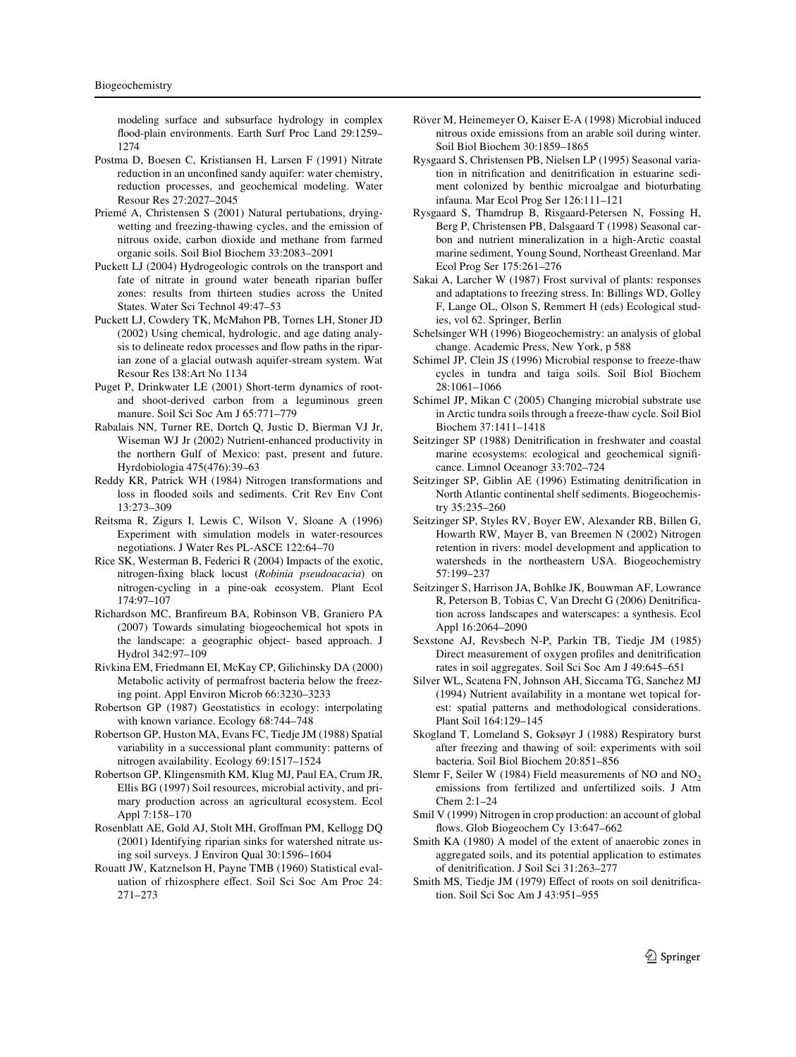modeling surface and subsurface hydrology in complex flood-plain environments. Earth Surf Proc Land 29:1259–1274

Postma D, Boesen C, Kristiansen H, Larsen F (1991) Nitrate reduction in an unconfined sandy aquifer: water chemistry, reduction processes, and geochemical modeling. Water Resour Res 27:2027–2045

Priemé A, Christensen S (2001) Natural pertubations, drying-wetting and freezing-thawing cycles, and the emission of nitrous oxide, carbon dioxide and methane from farmed organic soils. Soil Biol Biochem 33:2083–2091

Puckett LJ (2004) Hydrogeologic controls on the transport and fate of nitrate in ground water beneath riparian buffer zones: results from thirteen studies across the United States. Water Sci Technol 49:47–53

Puckett LJ, Cowdery TK, McMahon PB, Tornes LH, Stoner JD (2002) Using chemical, hydrologic, and age dating analysis to delineate redox processes and flow paths in the riparian zone of a glacial outwash aquifer-stream system. Wat Resour Res l38:Art No 1134

Puget P, Drinkwater LE (2001) Short-term dynamics of root- and shoot-derived carbon from a leguminous green manure. Soil Sci Soc Am J 65:771–779

Rabalais NN, Turner RE, Dortch Q, Justic D, Bierman VJ Jr, Wiseman WJ Jr (2002) Nutrient-enhanced productivity in the northern Gulf of Mexico: past, present and future. Hyrdobiologia 475(476):39–63

Reddy KR, Patrick WH (1984) Nitrogen transformations and loss in flooded soils and sediments. Crit Rev Env Cont 13:273–309

Reitsma R, Zigurs I, Lewis C, Wilson V, Sloane A (1996) Experiment with simulation models in water-resources negotiations. J Water Res PL-ASCE 122:64–70

Rice SK, Westerman B, Federici R (2004) Impacts of the exotic, nitrogen-fixing black locust (*Robinia pseudoacacia*) on nitrogen-cycling in a pine-oak ecosystem. Plant Ecol 174:97–107

Richardson MC, Branfireum BA, Robinson VB, Graniero PA (2007) Towards simulating biogeochemical hot spots in the landscape: a geographic object- based approach. J Hydrol 342:97–109

Rivkina EM, Friedmann EI, McKay CP, Gilichinsky DA (2000) Metabolic activity of permafrost bacteria below the freezing point. Appl Environ Microb 66:3230–3233

Robertson GP (1987) Geostatistics in ecology: interpolating with known variance. Ecology 68:744–748

Robertson GP, Huston MA, Evans FC, Tiedje JM (1988) Spatial variability in a successional plant community: patterns of nitrogen availability. Ecology 69:1517–1524

Robertson GP, Klingensmith KM, Klug MJ, Paul EA, Crum JR, Ellis BG (1997) Soil resources, microbial activity, and primary production across an agricultural ecosystem. Ecol Appl 7:158–170

Rosenblatt AE, Gold AJ, Stolt MH, Groffman PM, Kellogg DQ (2001) Identifying riparian sinks for watershed nitrate using soil surveys. J Environ Qual 30:1596–1604

Rouatt JW, Katznelson H, Payne TMB (1960) Statistical evaluation of rhizosphere effect. Soil Sci Soc Am Proc 24: 271–273

Röver M, Heinemeyer O, Kaiser E-A (1998) Microbial induced nitrous oxide emissions from an arable soil during winter. Soil Biol Biochem 30:1859–1865

Rysgaard S, Christensen PB, Nielsen LP (1995) Seasonal variation in nitrification and denitrification in estuarine sediment colonized by benthic microalgae and bioturbating infauna. Mar Ecol Prog Ser 126:111–121

Rysgaard S, Thamdrup B, Risgaard-Petersen N, Fossing H, Berg P, Christensen PB, Dalsgaard T (1998) Seasonal carbon and nutrient mineralization in a high-Arctic coastal marine sediment, Young Sound, Northeast Greenland. Mar Ecol Prog Ser 175:261–276

Sakai A, Larcher W (1987) Frost survival of plants: responses and adaptations to freezing stress. In: Billings WD, Golley F, Lange OL, Olson S, Remmert H (eds) Ecological studies, vol 62. Springer, Berlin

Schelsinger WH (1996) Biogeochemistry: an analysis of global change. Academic Press, New York, p 588

Schimel JP, Clein JS (1996) Microbial response to freeze-thaw cycles in tundra and taiga soils. Soil Biol Biochem 28:1061–1066

Schimel JP, Mikan C (2005) Changing microbial substrate use in Arctic tundra soils through a freeze-thaw cycle. Soil Biol Biochem 37:1411–1418

Seitzinger SP (1988) Denitrification in freshwater and coastal marine ecosystems: ecological and geochemical significance. Limnol Oceanogr 33:702–724

Seitzinger SP, Giblin AE (1996) Estimating denitrification in North Atlantic continental shelf sediments. Biogeochemistry 35:235–260

Seitzinger SP, Styles RV, Boyer EW, Alexander RB, Billen G, Howarth RW, Mayer B, van Breemen N (2002) Nitrogen retention in rivers: model development and application to watersheds in the northeastern USA. Biogeochemistry 57:199–237

Seitzinger S, Harrison JA, Bohlke JK, Bouwman AF, Lowrance R, Peterson B, Tobias C, Van Drecht G (2006) Denitrification across landscapes and waterscapes: a synthesis. Ecol Appl 16:2064–2090

Sexstone AJ, Revsbech N-P, Parkin TB, Tiedje JM (1985) Direct measurement of oxygen profiles and denitrification rates in soil aggregates. Soil Sci Soc Am J 49:645–651

Silver WL, Scatena FN, Johnson AH, Siccama TG, Sanchez MJ (1994) Nutrient availability in a montane wet topical forest: spatial patterns and methodological considerations. Plant Soil 164:129–145

Skogland T, Lomeland S, Goksøyr J (1988) Respiratory burst after freezing and thawing of soil: experiments with soil bacteria. Soil Biol Biochem 20:851–856

Slemr F, Seiler W (1984) Field measurements of NO and $NO_2$ emissions from fertilized and unfertilized soils. J Atm Chem 2:1–24

Smil V (1999) Nitrogen in crop production: an account of global flows. Glob Biogeochem Cy 13:647–662

Smith KA (1980) A model of the extent of anaerobic zones in aggregated soils, and its potential application to estimates of denitrification. J Soil Sci 31:263–277

Smith MS, Tiedje JM (1979) Effect of roots on soil denitrification. Soil Sci Soc Am J 43:951–955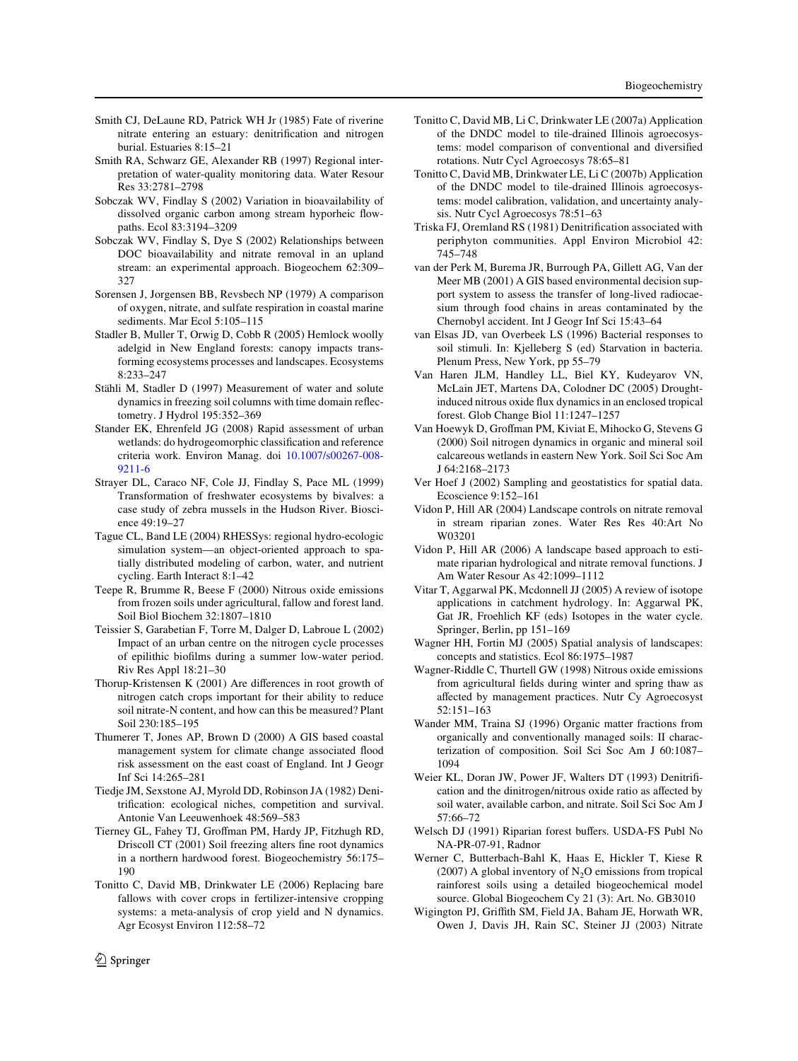Smith CJ, DeLaune RD, Patrick WH Jr (1985) Fate of riverine nitrate entering an estuary: denitrification and nitrogen burial. Estuaries 8:15–21

Smith RA, Schwarz GE, Alexander RB (1997) Regional interpretation of water-quality monitoring data. Water Resour Res 33:2781–2798

Sobczak WV, Findlay S (2002) Variation in bioavailability of dissolved organic carbon among stream hyporheic flowpaths. Ecol 83:3194–3209

Sobczak WV, Findlay S, Dye S (2002) Relationships between DOC bioavailability and nitrate removal in an upland stream: an experimental approach. Biogeochem 62:309–327

Sorensen J, Jorgensen BB, Revsbech NP (1979) A comparison of oxygen, nitrate, and sulfate respiration in coastal marine sediments. Mar Ecol 5:105–115

Stadler B, Muller T, Orwig D, Cobb R (2005) Hemlock woolly adelgid in New England forests: canopy impacts transforming ecosystems processes and landscapes. Ecosystems 8:233–247

Stähli M, Stadler D (1997) Measurement of water and solute dynamics in freezing soil columns with time domain reflectometry. J Hydrol 195:352–369

Stander EK, Ehrenfeld JG (2008) Rapid assessment of urban wetlands: do hydrogeomorphic classification and reference criteria work. Environ Manag. doi 10.1007/s00267-008-9211-6

Strayer DL, Caraco NF, Cole JJ, Findlay S, Pace ML (1999) Transformation of freshwater ecosystems by bivalves: a case study of zebra mussels in the Hudson River. Bioscience 49:19–27

Tague CL, Band LE (2004) RHESSys: regional hydro-ecologic simulation system—an object-oriented approach to spatially distributed modeling of carbon, water, and nutrient cycling. Earth Interact 8:1–42

Teepe R, Brumme R, Beese F (2000) Nitrous oxide emissions from frozen soils under agricultural, fallow and forest land. Soil Biol Biochem 32:1807–1810

Teissier S, Garabetian F, Torre M, Dalger D, Labroue L (2002) Impact of an urban centre on the nitrogen cycle processes of epilithic biofilms during a summer low-water period. Riv Res Appl 18:21–30

Thorup-Kristensen K (2001) Are differences in root growth of nitrogen catch crops important for their ability to reduce soil nitrate-N content, and how can this be measured? Plant Soil 230:185–195

Thumerer T, Jones AP, Brown D (2000) A GIS based coastal management system for climate change associated flood risk assessment on the east coast of England. Int J Geogr Inf Sci 14:265–281

Tiedje JM, Sexstone AJ, Myrold DD, Robinson JA (1982) Denitrification: ecological niches, competition and survival. Antonie Van Leeuwenhoek 48:569–583

Tierney GL, Fahey TJ, Groffman PM, Hardy JP, Fitzhugh RD, Driscoll CT (2001) Soil freezing alters fine root dynamics in a northern hardwood forest. Biogeochemistry 56:175–190

Tonitto C, David MB, Drinkwater LE (2006) Replacing bare fallows with cover crops in fertilizer-intensive cropping systems: a meta-analysis of crop yield and N dynamics. Agr Ecosyst Environ 112:58–72

Tonitto C, David MB, Li C, Drinkwater LE (2007a) Application of the DNDC model to tile-drained Illinois agroecosystems: model comparison of conventional and diversified rotations. Nutr Cycl Agroecosys 78:65–81

Tonitto C, David MB, Drinkwater LE, Li C (2007b) Application of the DNDC model to tile-drained Illinois agroecosystems: model calibration, validation, and uncertainty analysis. Nutr Cycl Agroecosys 78:51–63

Triska FJ, Oremland RS (1981) Denitrification associated with periphyton communities. Appl Environ Microbiol 42: 745–748

van der Perk M, Burema JR, Burrough PA, Gillett AG, Van der Meer MB (2001) A GIS based environmental decision support system to assess the transfer of long-lived radiocaesium through food chains in areas contaminated by the Chernobyl accident. Int J Geogr Inf Sci 15:43–64

van Elsas JD, van Overbeek LS (1996) Bacterial responses to soil stimuli. In: Kjelleberg S (ed) Starvation in bacteria. Plenum Press, New York, pp 55–79

Van Haren JLM, Handley LL, Biel KY, Kudeyarov VN, McLain JET, Martens DA, Colodner DC (2005) Drought-induced nitrous oxide flux dynamics in an enclosed tropical forest. Glob Change Biol 11:1247–1257

Van Hoewyk D, Groffman PM, Kiviat E, Mihocko G, Stevens G (2000) Soil nitrogen dynamics in organic and mineral soil calcareous wetlands in eastern New York. Soil Sci Soc Am J 64:2168–2173

Ver Hoef J (2002) Sampling and geostatistics for spatial data. Ecoscience 9:152–161

Vidon P, Hill AR (2004) Landscape controls on nitrate removal in stream riparian zones. Water Res Res 40:Art No W03201

Vidon P, Hill AR (2006) A landscape based approach to estimate riparian hydrological and nitrate removal functions. J Am Water Resour As 42:1099–1112

Vitar T, Aggarwal PK, Mcdonnell JJ (2005) A review of isotope applications in catchment hydrology. In: Aggarwal PK, Gat JR, Froehlich KF (eds) Isotopes in the water cycle. Springer, Berlin, pp 151–169

Wagner HH, Fortin MJ (2005) Spatial analysis of landscapes: concepts and statistics. Ecol 86:1975–1987

Wagner-Riddle C, Thurtell GW (1998) Nitrous oxide emissions from agricultural fields during winter and spring thaw as affected by management practices. Nutr Cy Agroecosyst 52:151–163

Wander MM, Traina SJ (1996) Organic matter fractions from organically and conventionally managed soils: II characterization of composition. Soil Sci Soc Am J 60:1087–1094

Weier KL, Doran JW, Power JF, Walters DT (1993) Denitrification and the dinitrogen/nitrous oxide ratio as affected by soil water, available carbon, and nitrate. Soil Sci Soc Am J 57:66–72

Welsch DJ (1991) Riparian forest buffers. USDA-FS Publ No NA-PR-07-91, Radnor

Werner C, Butterbach-Bahl K, Haas E, Hickler T, Kiese R (2007) A global inventory of $N_2O$ emissions from tropical rainforest soils using a detailed biogeochemical model source. Global Biogeochem Cy 21 (3): Art. No. GB3010

Wigington PJ, Griffith SM, Field JA, Baham JE, Horwath WR, Owen J, Davis JH, Rain SC, Steiner JJ (2003) Nitrate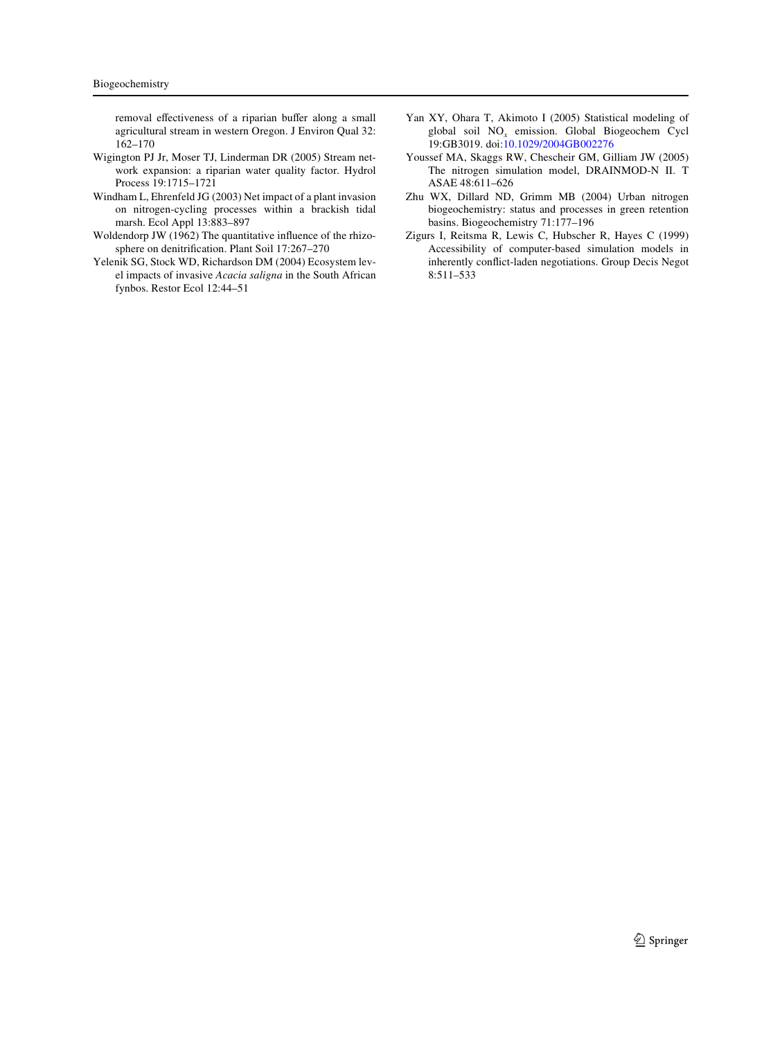removal effectiveness of a riparian buffer along a small agricultural stream in western Oregon. J Environ Qual 32: 162–170

Wigington PJ Jr, Moser TJ, Linderman DR (2005) Stream network expansion: a riparian water quality factor. Hydrol Process 19:1715–1721

Windham L, Ehrenfeld JG (2003) Net impact of a plant invasion on nitrogen-cycling processes within a brackish tidal marsh. Ecol Appl 13:883–897

Woldendorp JW (1962) The quantitative influence of the rhizosphere on denitrification. Plant Soil 17:267–270

Yelenik SG, Stock WD, Richardson DM (2004) Ecosystem level impacts of invasive *Acacia saligna* in the South African fynbos. Restor Ecol 12:44–51

Yan XY, Ohara T, Akimoto I (2005) Statistical modeling of global soil $NO_x$ emission. Global Biogeochem Cycl 19:GB3019. doi:10.1029/2004GB002276

Youssef MA, Skaggs RW, Chescheir GM, Gilliam JW (2005) The nitrogen simulation model, DRAINMOD-N II. T ASAE 48:611–626

Zhu WX, Dillard ND, Grimm MB (2004) Urban nitrogen biogeochemistry: status and processes in green retention basins. Biogeochemistry 71:177–196

Zigurs I, Reitsma R, Lewis C, Hubscher R, Hayes C (1999) Accessibility of computer-based simulation models in inherently conflict-laden negotiations. Group Decis Negot 8:511–533